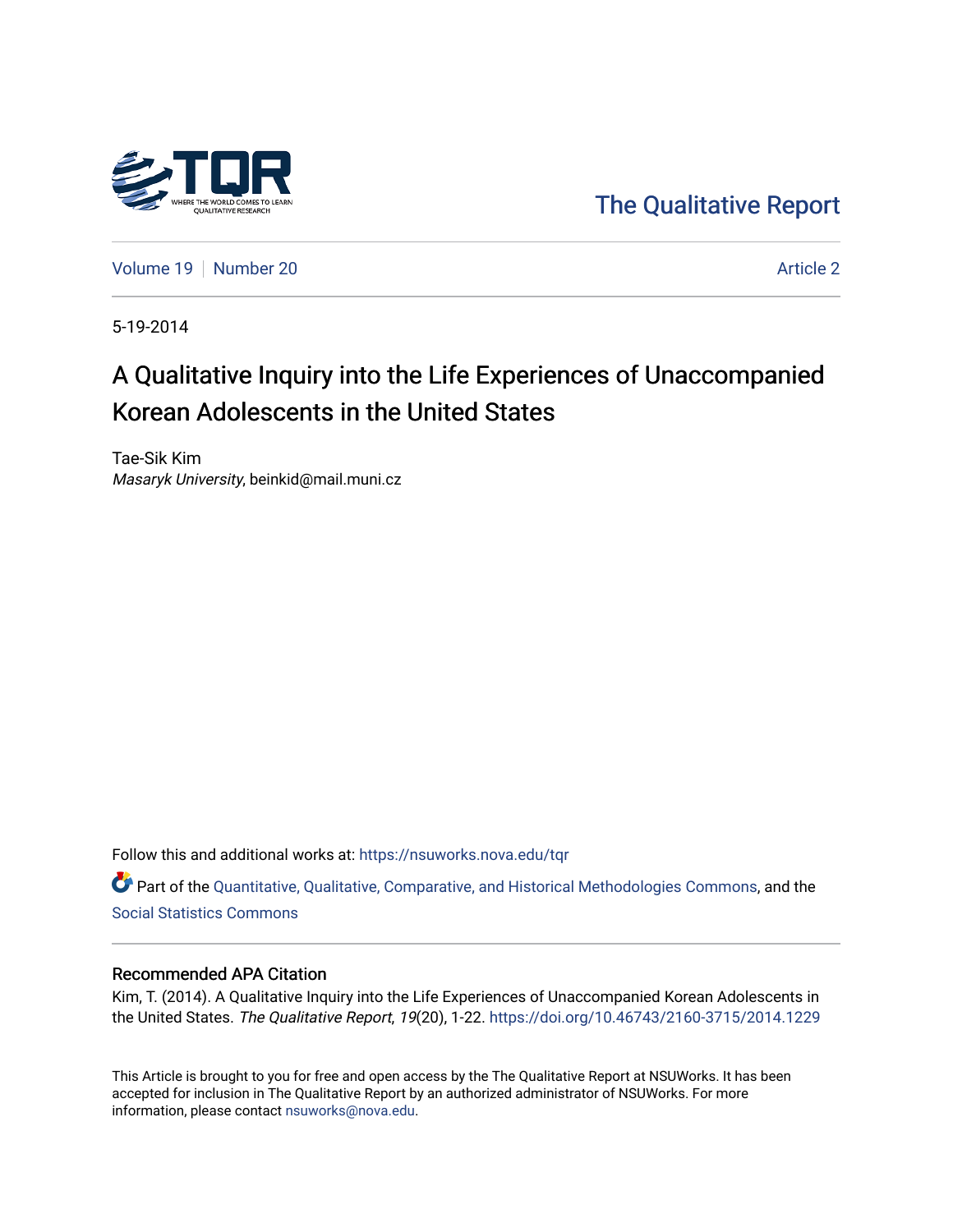The Qualitative Report

Volume 19 | Number 20 | Article 2

5-19-2014

# A Qualitative Inquiry into the Life Experiences of Unaccompanied Korean Adolescents in the United States

Tae-Sik Kim
*Masaryk University*, beinkid@mail.muni.cz

Follow this and additional works at: https://nsuworks.nova.edu/tqr

Part of the Quantitative, Qualitative, Comparative, and Historical Methodologies Commons, and the Social Statistics Commons

## Recommended APA Citation

Kim, T. (2014). A Qualitative Inquiry into the Life Experiences of Unaccompanied Korean Adolescents in the United States. *The Qualitative Report*, *19*(20), 1-22. https://doi.org/10.46743/2160-3715/2014.1229

This Article is brought to you for free and open access by the The Qualitative Report at NSUWorks. It has been accepted for inclusion in The Qualitative Report by an authorized administrator of NSUWorks. For more information, please contact nsuworks@nova.edu.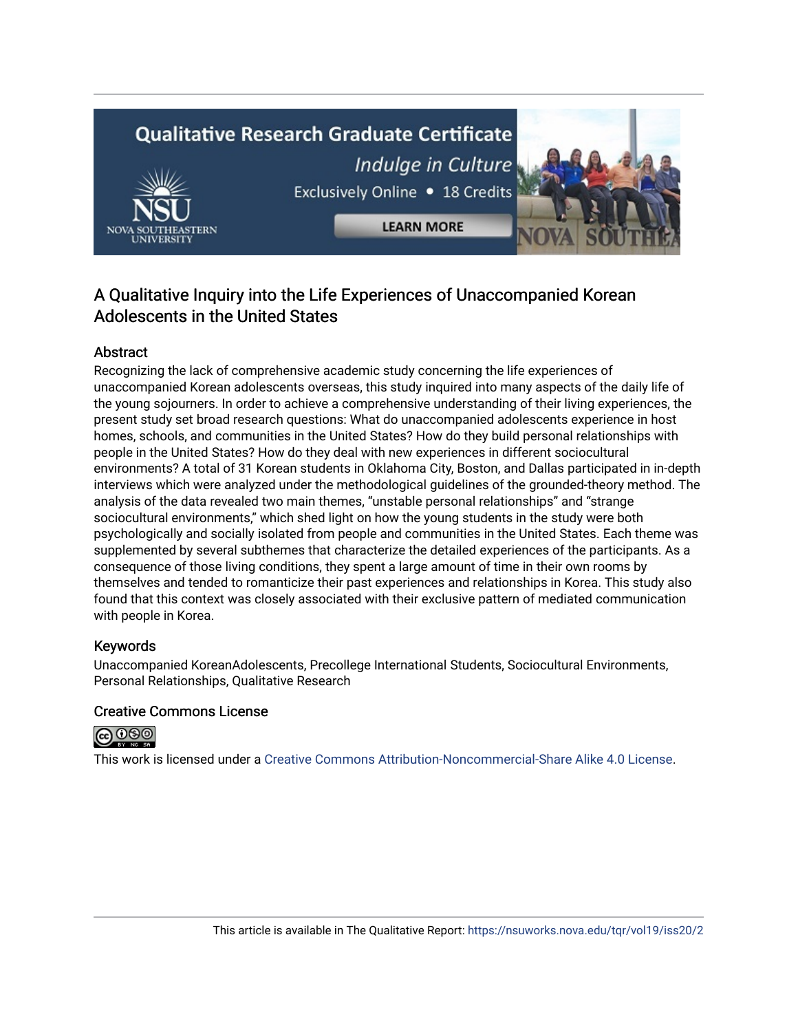# A Qualitative Inquiry into the Life Experiences of Unaccompanied Korean Adolescents in the United States

## Abstract

Recognizing the lack of comprehensive academic study concerning the life experiences of unaccompanied Korean adolescents overseas, this study inquired into many aspects of the daily life of the young sojourners. In order to achieve a comprehensive understanding of their living experiences, the present study set broad research questions: What do unaccompanied adolescents experience in host homes, schools, and communities in the United States? How do they build personal relationships with people in the United States? How do they deal with new experiences in different sociocultural environments? A total of 31 Korean students in Oklahoma City, Boston, and Dallas participated in in-depth interviews which were analyzed under the methodological guidelines of the grounded-theory method. The analysis of the data revealed two main themes, "unstable personal relationships" and "strange sociocultural environments," which shed light on how the young students in the study were both psychologically and socially isolated from people and communities in the United States. Each theme was supplemented by several subthemes that characterize the detailed experiences of the participants. As a consequence of those living conditions, they spent a large amount of time in their own rooms by themselves and tended to romanticize their past experiences and relationships in Korea. This study also found that this context was closely associated with their exclusive pattern of mediated communication with people in Korea.

## Keywords

Unaccompanied KoreanAdolescents, Precollege International Students, Sociocultural Environments, Personal Relationships, Qualitative Research

## Creative Commons License

This work is licensed under a Creative Commons Attribution-Noncommercial-Share Alike 4.0 License.

This article is available in The Qualitative Report: https://nsuworks.nova.edu/tqr/vol19/iss20/2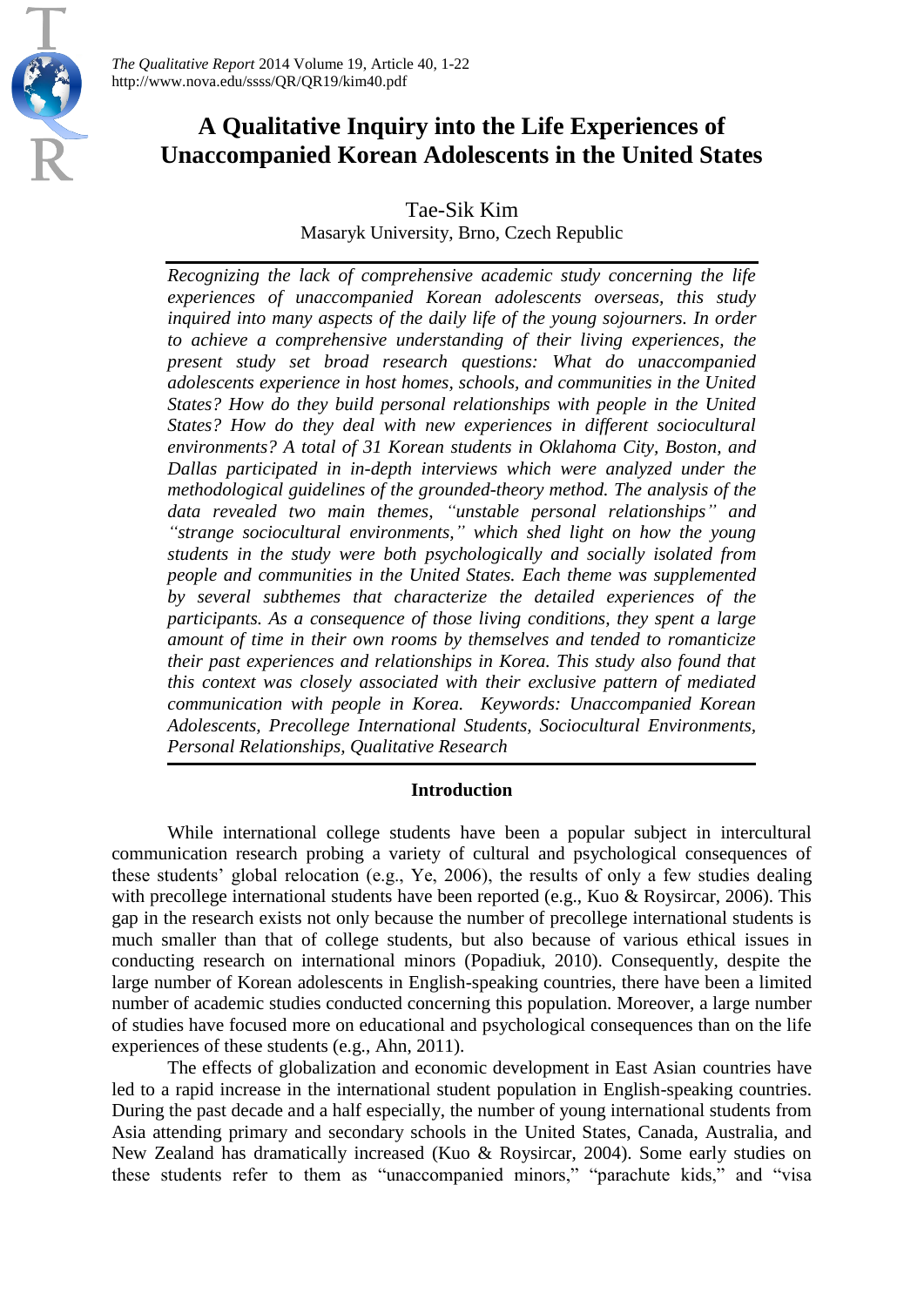# A Qualitative Inquiry into the Life Experiences of Unaccompanied Korean Adolescents in the United States

Tae-Sik Kim

Masaryk University, Brno, Czech Republic

*Recognizing the lack of comprehensive academic study concerning the life experiences of unaccompanied Korean adolescents overseas, this study inquired into many aspects of the daily life of the young sojourners. In order to achieve a comprehensive understanding of their living experiences, the present study set broad research questions: What do unaccompanied adolescents experience in host homes, schools, and communities in the United States? How do they build personal relationships with people in the United States? How do they deal with new experiences in different sociocultural environments? A total of 31 Korean students in Oklahoma City, Boston, and Dallas participated in in-depth interviews which were analyzed under the methodological guidelines of the grounded-theory method. The analysis of the data revealed two main themes, "unstable personal relationships" and "strange sociocultural environments," which shed light on how the young students in the study were both psychologically and socially isolated from people and communities in the United States. Each theme was supplemented by several subthemes that characterize the detailed experiences of the participants. As a consequence of those living conditions, they spent a large amount of time in their own rooms by themselves and tended to romanticize their past experiences and relationships in Korea. This study also found that this context was closely associated with their exclusive pattern of mediated communication with people in Korea. Keywords: Unaccompanied Korean Adolescents, Precollege International Students, Sociocultural Environments, Personal Relationships, Qualitative Research*

## Introduction

While international college students have been a popular subject in intercultural communication research probing a variety of cultural and psychological consequences of these students' global relocation (e.g., Ye, 2006), the results of only a few studies dealing with precollege international students have been reported (e.g., Kuo & Roysircar, 2006). This gap in the research exists not only because the number of precollege international students is much smaller than that of college students, but also because of various ethical issues in conducting research on international minors (Popadiuk, 2010). Consequently, despite the large number of Korean adolescents in English-speaking countries, there have been a limited number of academic studies conducted concerning this population. Moreover, a large number of studies have focused more on educational and psychological consequences than on the life experiences of these students (e.g., Ahn, 2011).

The effects of globalization and economic development in East Asian countries have led to a rapid increase in the international student population in English-speaking countries. During the past decade and a half especially, the number of young international students from Asia attending primary and secondary schools in the United States, Canada, Australia, and New Zealand has dramatically increased (Kuo & Roysircar, 2004). Some early studies on these students refer to them as "unaccompanied minors," "parachute kids," and "visa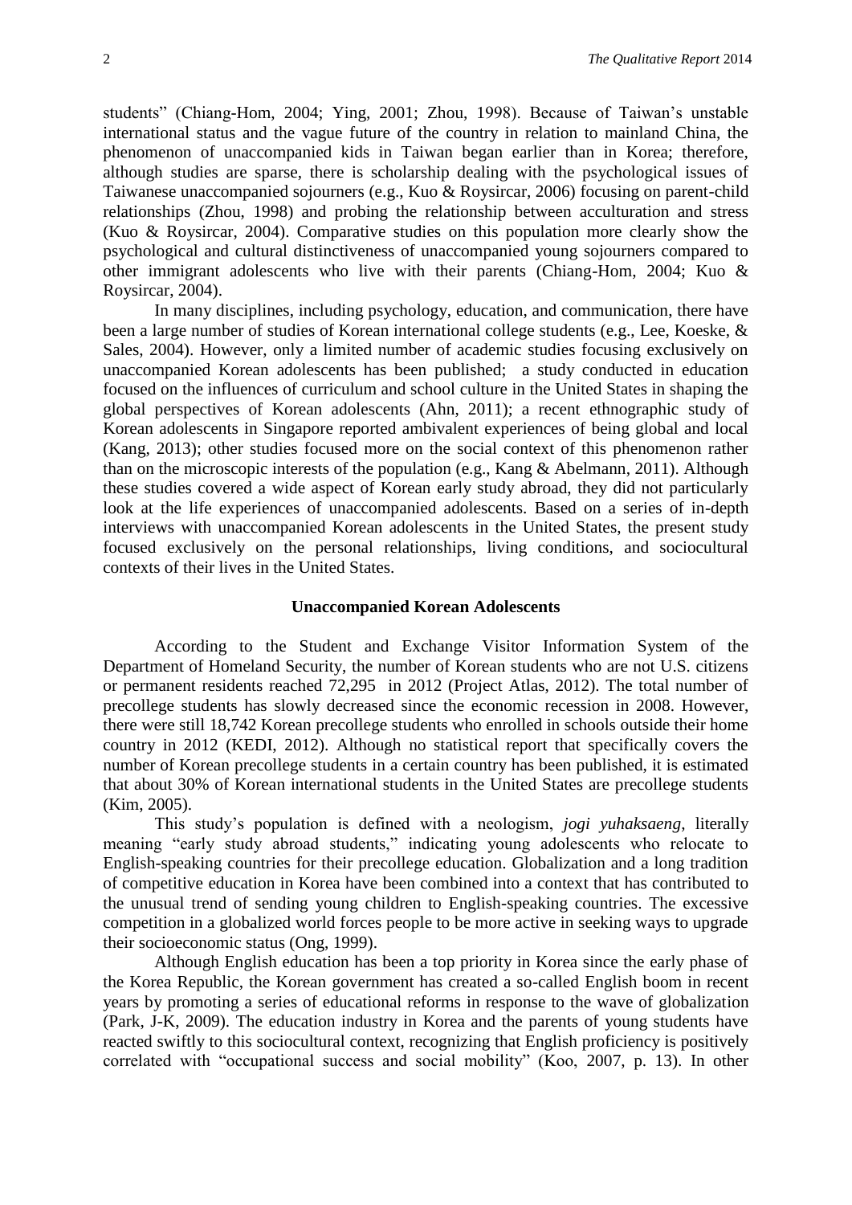students" (Chiang-Hom, 2004; Ying, 2001; Zhou, 1998). Because of Taiwan's unstable international status and the vague future of the country in relation to mainland China, the phenomenon of unaccompanied kids in Taiwan began earlier than in Korea; therefore, although studies are sparse, there is scholarship dealing with the psychological issues of Taiwanese unaccompanied sojourners (e.g., Kuo & Roysircar, 2006) focusing on parent-child relationships (Zhou, 1998) and probing the relationship between acculturation and stress (Kuo & Roysircar, 2004). Comparative studies on this population more clearly show the psychological and cultural distinctiveness of unaccompanied young sojourners compared to other immigrant adolescents who live with their parents (Chiang-Hom, 2004; Kuo & Roysircar, 2004).

In many disciplines, including psychology, education, and communication, there have been a large number of studies of Korean international college students (e.g., Lee, Koeske, & Sales, 2004). However, only a limited number of academic studies focusing exclusively on unaccompanied Korean adolescents has been published; a study conducted in education focused on the influences of curriculum and school culture in the United States in shaping the global perspectives of Korean adolescents (Ahn, 2011); a recent ethnographic study of Korean adolescents in Singapore reported ambivalent experiences of being global and local (Kang, 2013); other studies focused more on the social context of this phenomenon rather than on the microscopic interests of the population (e.g., Kang & Abelmann, 2011). Although these studies covered a wide aspect of Korean early study abroad, they did not particularly look at the life experiences of unaccompanied adolescents. Based on a series of in-depth interviews with unaccompanied Korean adolescents in the United States, the present study focused exclusively on the personal relationships, living conditions, and sociocultural contexts of their lives in the United States.

## Unaccompanied Korean Adolescents

According to the Student and Exchange Visitor Information System of the Department of Homeland Security, the number of Korean students who are not U.S. citizens or permanent residents reached 72,295 in 2012 (Project Atlas, 2012). The total number of precollege students has slowly decreased since the economic recession in 2008. However, there were still 18,742 Korean precollege students who enrolled in schools outside their home country in 2012 (KEDI, 2012). Although no statistical report that specifically covers the number of Korean precollege students in a certain country has been published, it is estimated that about 30% of Korean international students in the United States are precollege students (Kim, 2005).

This study's population is defined with a neologism, *jogi yuhaksaeng*, literally meaning "early study abroad students," indicating young adolescents who relocate to English-speaking countries for their precollege education. Globalization and a long tradition of competitive education in Korea have been combined into a context that has contributed to the unusual trend of sending young children to English-speaking countries. The excessive competition in a globalized world forces people to be more active in seeking ways to upgrade their socioeconomic status (Ong, 1999).

Although English education has been a top priority in Korea since the early phase of the Korea Republic, the Korean government has created a so-called English boom in recent years by promoting a series of educational reforms in response to the wave of globalization (Park, J-K, 2009). The education industry in Korea and the parents of young students have reacted swiftly to this sociocultural context, recognizing that English proficiency is positively correlated with "occupational success and social mobility" (Koo, 2007, p. 13). In other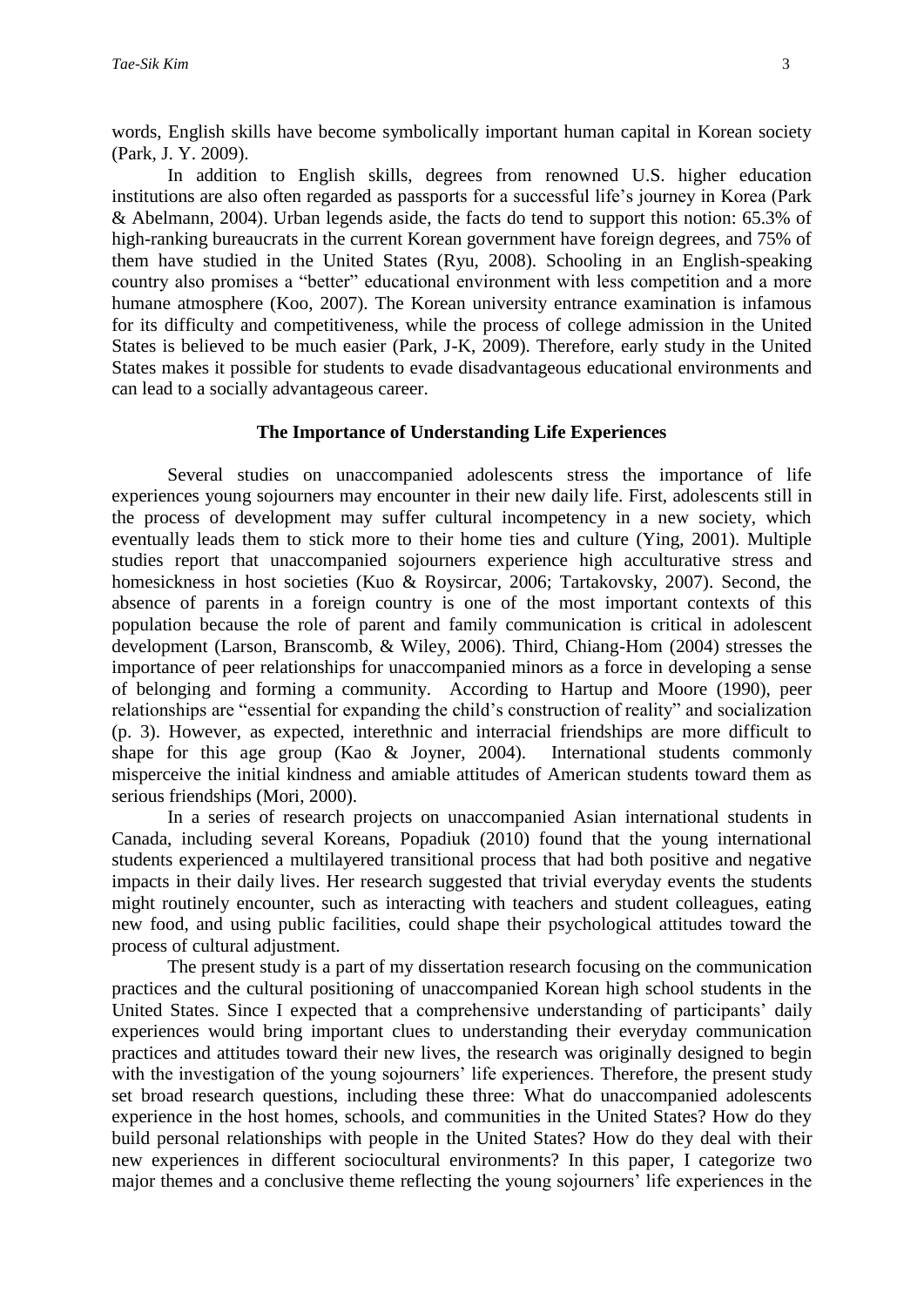words, English skills have become symbolically important human capital in Korean society (Park, J. Y. 2009).

In addition to English skills, degrees from renowned U.S. higher education institutions are also often regarded as passports for a successful life's journey in Korea (Park & Abelmann, 2004). Urban legends aside, the facts do tend to support this notion: 65.3% of high-ranking bureaucrats in the current Korean government have foreign degrees, and 75% of them have studied in the United States (Ryu, 2008). Schooling in an English-speaking country also promises a "better" educational environment with less competition and a more humane atmosphere (Koo, 2007). The Korean university entrance examination is infamous for its difficulty and competitiveness, while the process of college admission in the United States is believed to be much easier (Park, J-K, 2009). Therefore, early study in the United States makes it possible for students to evade disadvantageous educational environments and can lead to a socially advantageous career.

## The Importance of Understanding Life Experiences

Several studies on unaccompanied adolescents stress the importance of life experiences young sojourners may encounter in their new daily life. First, adolescents still in the process of development may suffer cultural incompetency in a new society, which eventually leads them to stick more to their home ties and culture (Ying, 2001). Multiple studies report that unaccompanied sojourners experience high acculturative stress and homesickness in host societies (Kuo & Roysircar, 2006; Tartakovsky, 2007). Second, the absence of parents in a foreign country is one of the most important contexts of this population because the role of parent and family communication is critical in adolescent development (Larson, Branscomb, & Wiley, 2006). Third, Chiang-Hom (2004) stresses the importance of peer relationships for unaccompanied minors as a force in developing a sense of belonging and forming a community. According to Hartup and Moore (1990), peer relationships are "essential for expanding the child's construction of reality" and socialization (p. 3). However, as expected, interethnic and interracial friendships are more difficult to shape for this age group (Kao & Joyner, 2004). International students commonly misperceive the initial kindness and amiable attitudes of American students toward them as serious friendships (Mori, 2000).

In a series of research projects on unaccompanied Asian international students in Canada, including several Koreans, Popadiuk (2010) found that the young international students experienced a multilayered transitional process that had both positive and negative impacts in their daily lives. Her research suggested that trivial everyday events the students might routinely encounter, such as interacting with teachers and student colleagues, eating new food, and using public facilities, could shape their psychological attitudes toward the process of cultural adjustment.

The present study is a part of my dissertation research focusing on the communication practices and the cultural positioning of unaccompanied Korean high school students in the United States. Since I expected that a comprehensive understanding of participants' daily experiences would bring important clues to understanding their everyday communication practices and attitudes toward their new lives, the research was originally designed to begin with the investigation of the young sojourners' life experiences. Therefore, the present study set broad research questions, including these three: What do unaccompanied adolescents experience in the host homes, schools, and communities in the United States? How do they build personal relationships with people in the United States? How do they deal with their new experiences in different sociocultural environments? In this paper, I categorize two major themes and a conclusive theme reflecting the young sojourners' life experiences in the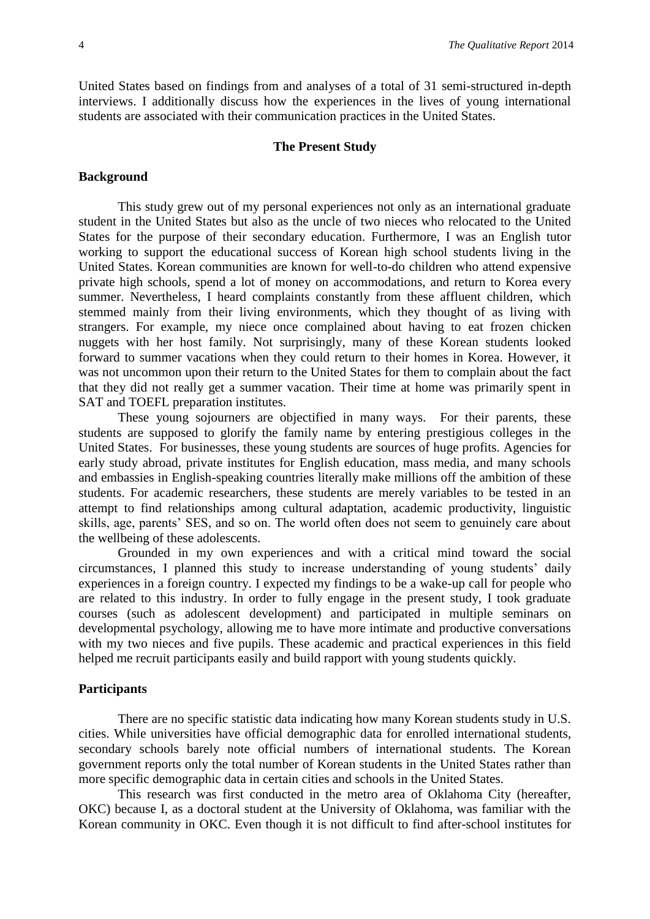United States based on findings from and analyses of a total of 31 semi-structured in-depth interviews. I additionally discuss how the experiences in the lives of young international students are associated with their communication practices in the United States.

## The Present Study

### Background

This study grew out of my personal experiences not only as an international graduate student in the United States but also as the uncle of two nieces who relocated to the United States for the purpose of their secondary education. Furthermore, I was an English tutor working to support the educational success of Korean high school students living in the United States. Korean communities are known for well-to-do children who attend expensive private high schools, spend a lot of money on accommodations, and return to Korea every summer. Nevertheless, I heard complaints constantly from these affluent children, which stemmed mainly from their living environments, which they thought of as living with strangers. For example, my niece once complained about having to eat frozen chicken nuggets with her host family. Not surprisingly, many of these Korean students looked forward to summer vacations when they could return to their homes in Korea. However, it was not uncommon upon their return to the United States for them to complain about the fact that they did not really get a summer vacation. Their time at home was primarily spent in SAT and TOEFL preparation institutes.

These young sojourners are objectified in many ways. For their parents, these students are supposed to glorify the family name by entering prestigious colleges in the United States. For businesses, these young students are sources of huge profits. Agencies for early study abroad, private institutes for English education, mass media, and many schools and embassies in English-speaking countries literally make millions off the ambition of these students. For academic researchers, these students are merely variables to be tested in an attempt to find relationships among cultural adaptation, academic productivity, linguistic skills, age, parents' SES, and so on. The world often does not seem to genuinely care about the wellbeing of these adolescents.

Grounded in my own experiences and with a critical mind toward the social circumstances, I planned this study to increase understanding of young students' daily experiences in a foreign country. I expected my findings to be a wake-up call for people who are related to this industry. In order to fully engage in the present study, I took graduate courses (such as adolescent development) and participated in multiple seminars on developmental psychology, allowing me to have more intimate and productive conversations with my two nieces and five pupils. These academic and practical experiences in this field helped me recruit participants easily and build rapport with young students quickly.

### Participants

There are no specific statistic data indicating how many Korean students study in U.S. cities. While universities have official demographic data for enrolled international students, secondary schools barely note official numbers of international students. The Korean government reports only the total number of Korean students in the United States rather than more specific demographic data in certain cities and schools in the United States.

This research was first conducted in the metro area of Oklahoma City (hereafter, OKC) because I, as a doctoral student at the University of Oklahoma, was familiar with the Korean community in OKC. Even though it is not difficult to find after-school institutes for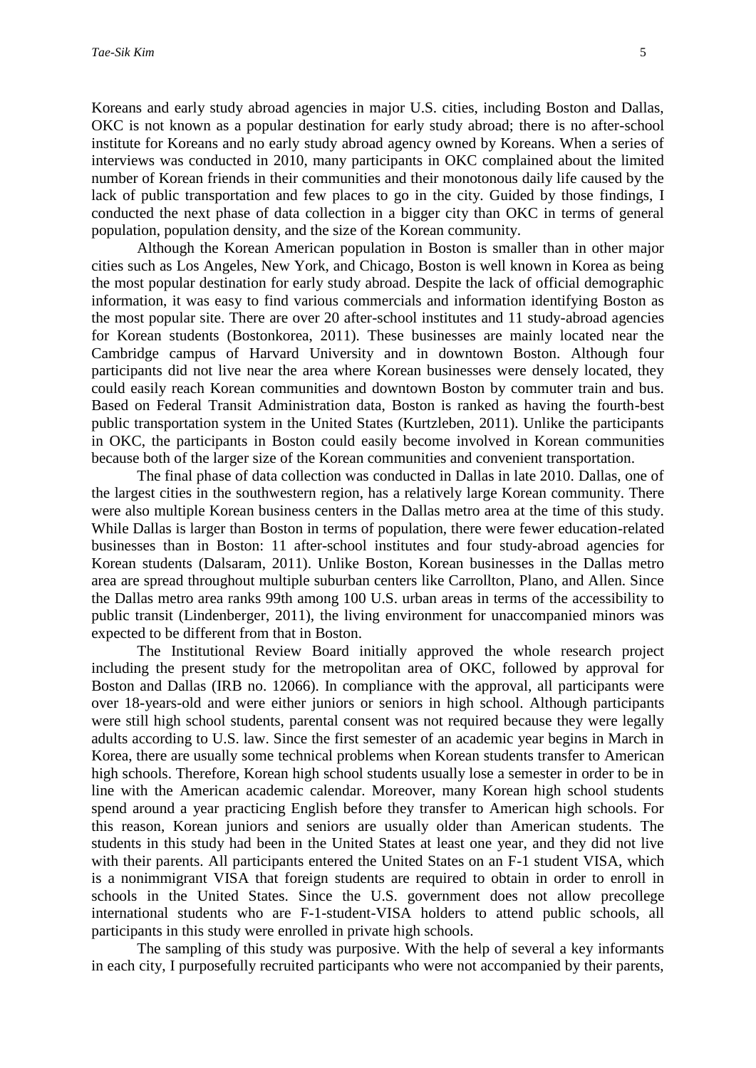Koreans and early study abroad agencies in major U.S. cities, including Boston and Dallas, OKC is not known as a popular destination for early study abroad; there is no after-school institute for Koreans and no early study abroad agency owned by Koreans. When a series of interviews was conducted in 2010, many participants in OKC complained about the limited number of Korean friends in their communities and their monotonous daily life caused by the lack of public transportation and few places to go in the city. Guided by those findings, I conducted the next phase of data collection in a bigger city than OKC in terms of general population, population density, and the size of the Korean community.

Although the Korean American population in Boston is smaller than in other major cities such as Los Angeles, New York, and Chicago, Boston is well known in Korea as being the most popular destination for early study abroad. Despite the lack of official demographic information, it was easy to find various commercials and information identifying Boston as the most popular site. There are over 20 after-school institutes and 11 study-abroad agencies for Korean students (Bostonkorea, 2011). These businesses are mainly located near the Cambridge campus of Harvard University and in downtown Boston. Although four participants did not live near the area where Korean businesses were densely located, they could easily reach Korean communities and downtown Boston by commuter train and bus. Based on Federal Transit Administration data, Boston is ranked as having the fourth-best public transportation system in the United States (Kurtzleben, 2011). Unlike the participants in OKC, the participants in Boston could easily become involved in Korean communities because both of the larger size of the Korean communities and convenient transportation.

The final phase of data collection was conducted in Dallas in late 2010. Dallas, one of the largest cities in the southwestern region, has a relatively large Korean community. There were also multiple Korean business centers in the Dallas metro area at the time of this study. While Dallas is larger than Boston in terms of population, there were fewer education-related businesses than in Boston: 11 after-school institutes and four study-abroad agencies for Korean students (Dalsaram, 2011). Unlike Boston, Korean businesses in the Dallas metro area are spread throughout multiple suburban centers like Carrollton, Plano, and Allen. Since the Dallas metro area ranks 99th among 100 U.S. urban areas in terms of the accessibility to public transit (Lindenberger, 2011), the living environment for unaccompanied minors was expected to be different from that in Boston.

The Institutional Review Board initially approved the whole research project including the present study for the metropolitan area of OKC, followed by approval for Boston and Dallas (IRB no. 12066). In compliance with the approval, all participants were over 18-years-old and were either juniors or seniors in high school. Although participants were still high school students, parental consent was not required because they were legally adults according to U.S. law. Since the first semester of an academic year begins in March in Korea, there are usually some technical problems when Korean students transfer to American high schools. Therefore, Korean high school students usually lose a semester in order to be in line with the American academic calendar. Moreover, many Korean high school students spend around a year practicing English before they transfer to American high schools. For this reason, Korean juniors and seniors are usually older than American students. The students in this study had been in the United States at least one year, and they did not live with their parents. All participants entered the United States on an F-1 student VISA, which is a nonimmigrant VISA that foreign students are required to obtain in order to enroll in schools in the United States. Since the U.S. government does not allow precollege international students who are F-1-student-VISA holders to attend public schools, all participants in this study were enrolled in private high schools.

The sampling of this study was purposive. With the help of several a key informants in each city, I purposefully recruited participants who were not accompanied by their parents,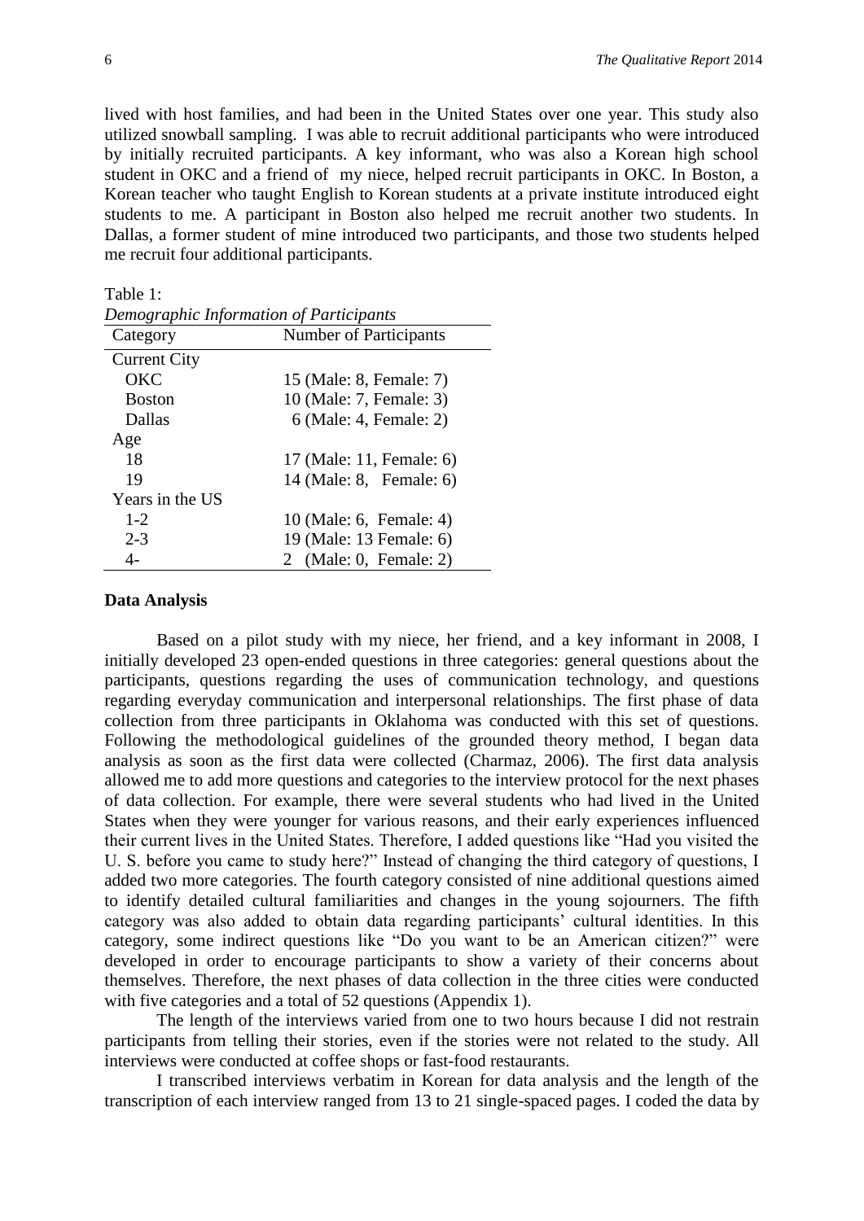lived with host families, and had been in the United States over one year. This study also utilized snowball sampling. I was able to recruit additional participants who were introduced by initially recruited participants. A key informant, who was also a Korean high school student in OKC and a friend of my niece, helped recruit participants in OKC. In Boston, a Korean teacher who taught English to Korean students at a private institute introduced eight students to me. A participant in Boston also helped me recruit another two students. In Dallas, a former student of mine introduced two participants, and those two students helped me recruit four additional participants.

Table 1:
*Demographic Information of Participants*

| Category | Number of Participants |
|---|---|
| Current City | |
| OKC | 15 (Male: 8, Female: 7) |
| Boston | 10 (Male: 7, Female: 3) |
| Dallas | 6 (Male: 4, Female: 2) |
| Age | |
| 18 | 17 (Male: 11, Female: 6) |
| 19 | 14 (Male: 8, Female: 6) |
| Years in the US | |
| 1-2 | 10 (Male: 6, Female: 4) |
| 2-3 | 19 (Male: 13 Female: 6) |
| 4- | 2 (Male: 0, Female: 2) |

**Data Analysis**

Based on a pilot study with my niece, her friend, and a key informant in 2008, I initially developed 23 open-ended questions in three categories: general questions about the participants, questions regarding the uses of communication technology, and questions regarding everyday communication and interpersonal relationships. The first phase of data collection from three participants in Oklahoma was conducted with this set of questions. Following the methodological guidelines of the grounded theory method, I began data analysis as soon as the first data were collected (Charmaz, 2006). The first data analysis allowed me to add more questions and categories to the interview protocol for the next phases of data collection. For example, there were several students who had lived in the United States when they were younger for various reasons, and their early experiences influenced their current lives in the United States. Therefore, I added questions like "Had you visited the U. S. before you came to study here?" Instead of changing the third category of questions, I added two more categories. The fourth category consisted of nine additional questions aimed to identify detailed cultural familiarities and changes in the young sojourners. The fifth category was also added to obtain data regarding participants' cultural identities. In this category, some indirect questions like "Do you want to be an American citizen?" were developed in order to encourage participants to show a variety of their concerns about themselves. Therefore, the next phases of data collection in the three cities were conducted with five categories and a total of 52 questions (Appendix 1).

The length of the interviews varied from one to two hours because I did not restrain participants from telling their stories, even if the stories were not related to the study. All interviews were conducted at coffee shops or fast-food restaurants.

I transcribed interviews verbatim in Korean for data analysis and the length of the transcription of each interview ranged from 13 to 21 single-spaced pages. I coded the data by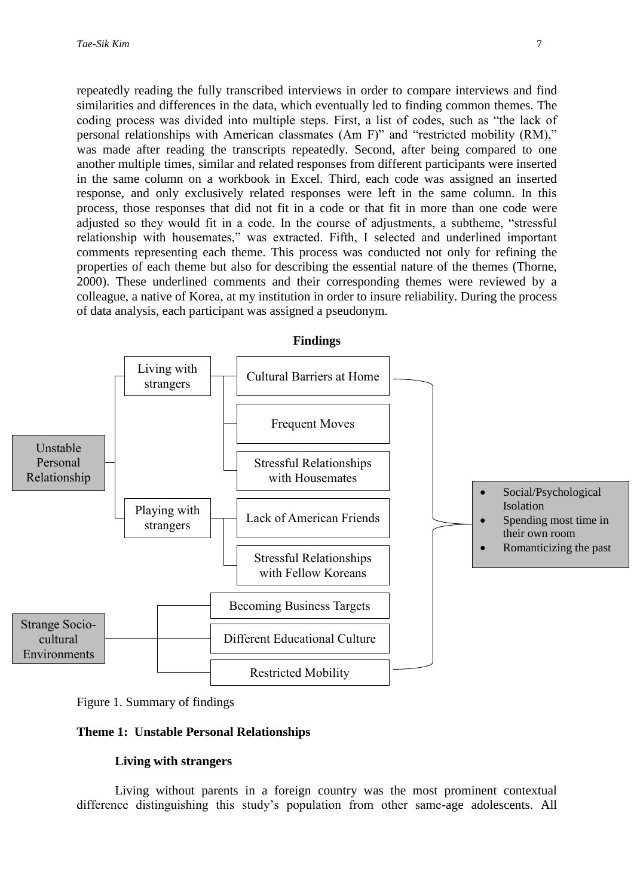repeatedly reading the fully transcribed interviews in order to compare interviews and find similarities and differences in the data, which eventually led to finding common themes. The coding process was divided into multiple steps. First, a list of codes, such as "the lack of personal relationships with American classmates (Am F)" and "restricted mobility (RM)," was made after reading the transcripts repeatedly. Second, after being compared to one another multiple times, similar and related responses from different participants were inserted in the same column on a workbook in Excel. Third, each code was assigned an inserted response, and only exclusively related responses were left in the same column. In this process, those responses that did not fit in a code or that fit in more than one code were adjusted so they would fit in a code. In the course of adjustments, a subtheme, "stressful relationship with housemates," was extracted. Fifth, I selected and underlined important comments representing each theme. This process was conducted not only for refining the properties of each theme but also for describing the essential nature of the themes (Thorne, 2000). These underlined comments and their corresponding themes were reviewed by a colleague, a native of Korea, at my institution in order to insure reliability. During the process of data analysis, each participant was assigned a pseudonym.

## Findings

- Unstable Personal Relationship
  - Living with strangers
    - Cultural Barriers at Home
    - Frequent Moves
    - Stressful Relationships with Housemates
  - Playing with strangers
    - Lack of American Friends
    - Stressful Relationships with Fellow Koreans
- Strange Socio-cultural Environments
  - Becoming Business Targets
  - Different Educational Culture
  - Restricted Mobility

→
- Social/Psychological Isolation
- Spending most time in their own room
- Romanticizing the past

Figure 1. Summary of findings

### Theme 1: Unstable Personal Relationships

#### Living with strangers

Living without parents in a foreign country was the most prominent contextual difference distinguishing this study's population from other same-age adolescents. All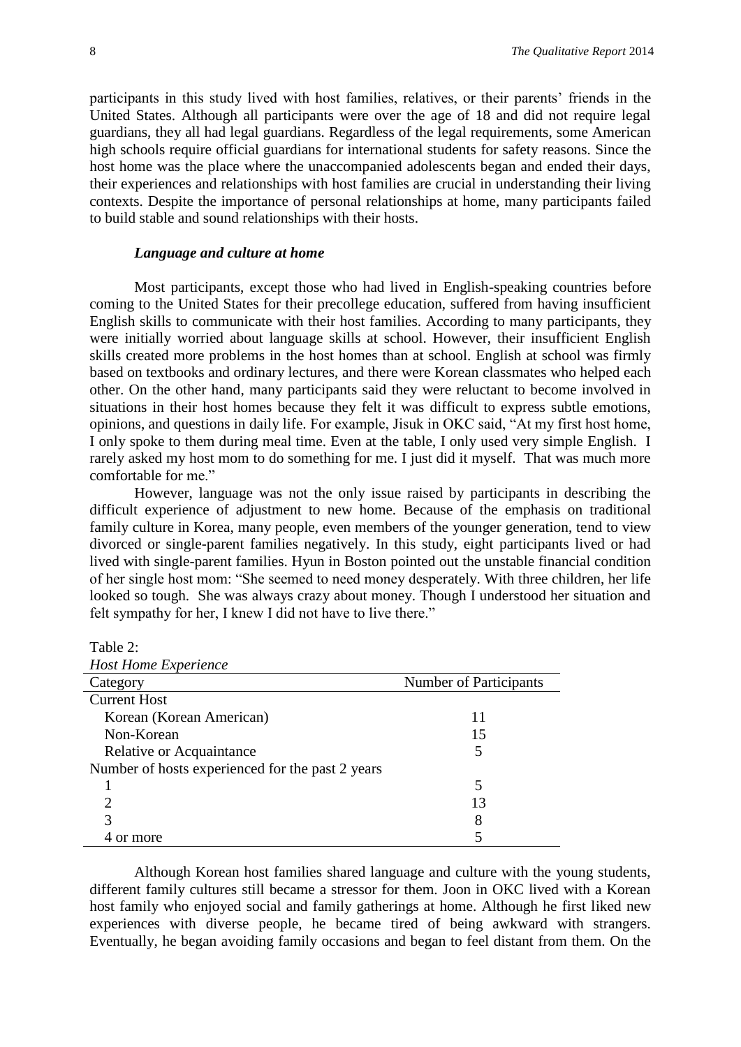participants in this study lived with host families, relatives, or their parents' friends in the United States. Although all participants were over the age of 18 and did not require legal guardians, they all had legal guardians. Regardless of the legal requirements, some American high schools require official guardians for international students for safety reasons. Since the host home was the place where the unaccompanied adolescents began and ended their days, their experiences and relationships with host families are crucial in understanding their living contexts. Despite the importance of personal relationships at home, many participants failed to build stable and sound relationships with their hosts.

#### *Language and culture at home*

Most participants, except those who had lived in English-speaking countries before coming to the United States for their precollege education, suffered from having insufficient English skills to communicate with their host families. According to many participants, they were initially worried about language skills at school. However, their insufficient English skills created more problems in the host homes than at school. English at school was firmly based on textbooks and ordinary lectures, and there were Korean classmates who helped each other. On the other hand, many participants said they were reluctant to become involved in situations in their host homes because they felt it was difficult to express subtle emotions, opinions, and questions in daily life. For example, Jisuk in OKC said, "At my first host home, I only spoke to them during meal time. Even at the table, I only used very simple English. I rarely asked my host mom to do something for me. I just did it myself. That was much more comfortable for me."

However, language was not the only issue raised by participants in describing the difficult experience of adjustment to new home. Because of the emphasis on traditional family culture in Korea, many people, even members of the younger generation, tend to view divorced or single-parent families negatively. In this study, eight participants lived or had lived with single-parent families. Hyun in Boston pointed out the unstable financial condition of her single host mom: "She seemed to need money desperately. With three children, her life looked so tough. She was always crazy about money. Though I understood her situation and felt sympathy for her, I knew I did not have to live there."

Table 2:
*Host Home Experience*

| Category | Number of Participants |
|---|---|
| Current Host | |
| Korean (Korean American) | 11 |
| Non-Korean | 15 |
| Relative or Acquaintance | 5 |
| Number of hosts experienced for the past 2 years | |
| 1 | 5 |
| 2 | 13 |
| 3 | 8 |
| 4 or more | 5 |

Although Korean host families shared language and culture with the young students, different family cultures still became a stressor for them. Joon in OKC lived with a Korean host family who enjoyed social and family gatherings at home. Although he first liked new experiences with diverse people, he became tired of being awkward with strangers. Eventually, he began avoiding family occasions and began to feel distant from them. On the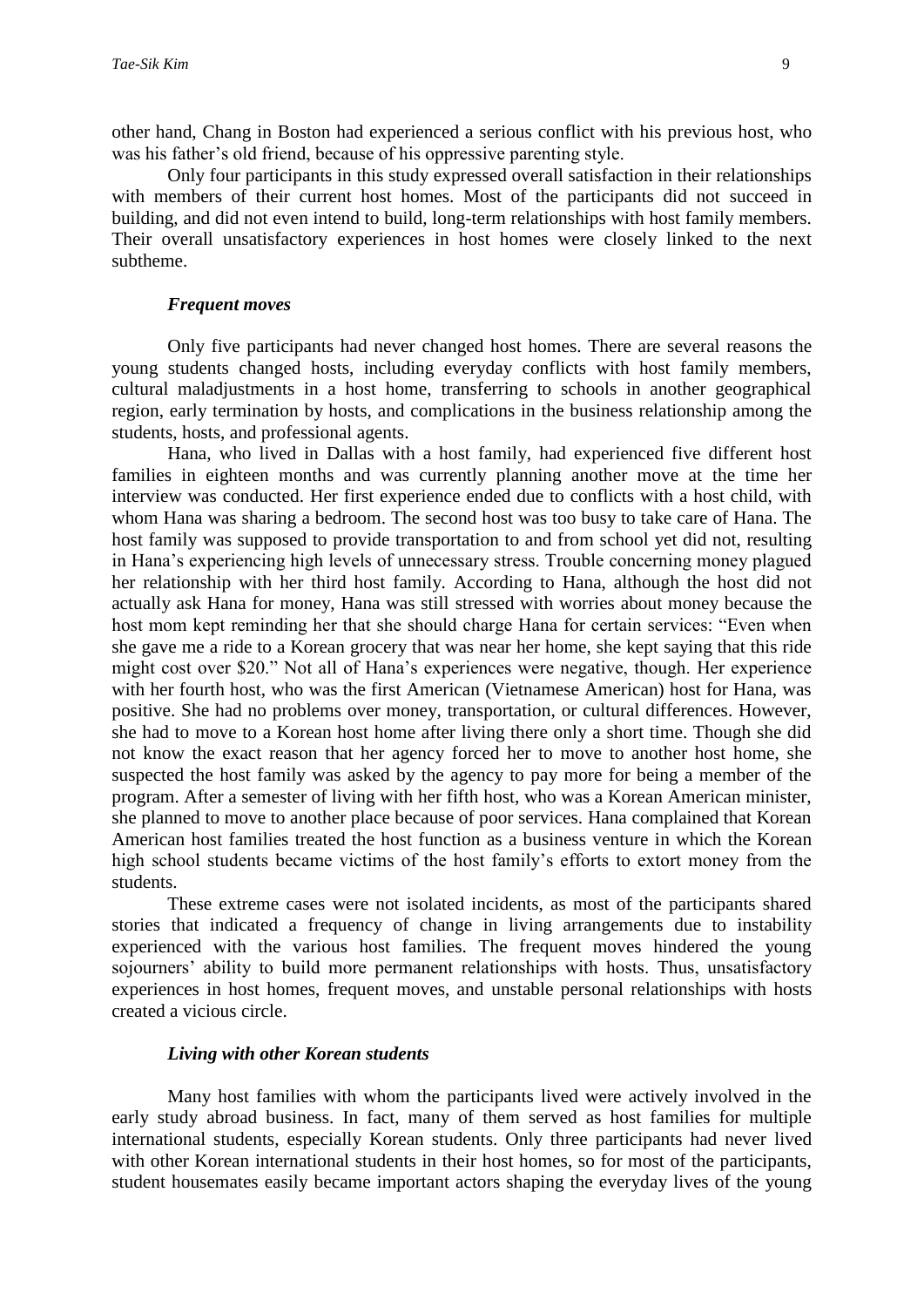other hand, Chang in Boston had experienced a serious conflict with his previous host, who was his father's old friend, because of his oppressive parenting style.

Only four participants in this study expressed overall satisfaction in their relationships with members of their current host homes. Most of the participants did not succeed in building, and did not even intend to build, long-term relationships with host family members. Their overall unsatisfactory experiences in host homes were closely linked to the next subtheme.

#### *Frequent moves*

Only five participants had never changed host homes. There are several reasons the young students changed hosts, including everyday conflicts with host family members, cultural maladjustments in a host home, transferring to schools in another geographical region, early termination by hosts, and complications in the business relationship among the students, hosts, and professional agents.

Hana, who lived in Dallas with a host family, had experienced five different host families in eighteen months and was currently planning another move at the time her interview was conducted. Her first experience ended due to conflicts with a host child, with whom Hana was sharing a bedroom. The second host was too busy to take care of Hana. The host family was supposed to provide transportation to and from school yet did not, resulting in Hana's experiencing high levels of unnecessary stress. Trouble concerning money plagued her relationship with her third host family. According to Hana, although the host did not actually ask Hana for money, Hana was still stressed with worries about money because the host mom kept reminding her that she should charge Hana for certain services: "Even when she gave me a ride to a Korean grocery that was near her home, she kept saying that this ride might cost over $20." Not all of Hana's experiences were negative, though. Her experience with her fourth host, who was the first American (Vietnamese American) host for Hana, was positive. She had no problems over money, transportation, or cultural differences. However, she had to move to a Korean host home after living there only a short time. Though she did not know the exact reason that her agency forced her to move to another host home, she suspected the host family was asked by the agency to pay more for being a member of the program. After a semester of living with her fifth host, who was a Korean American minister, she planned to move to another place because of poor services. Hana complained that Korean American host families treated the host function as a business venture in which the Korean high school students became victims of the host family's efforts to extort money from the students.

These extreme cases were not isolated incidents, as most of the participants shared stories that indicated a frequency of change in living arrangements due to instability experienced with the various host families. The frequent moves hindered the young sojourners' ability to build more permanent relationships with hosts. Thus, unsatisfactory experiences in host homes, frequent moves, and unstable personal relationships with hosts created a vicious circle.

#### *Living with other Korean students*

Many host families with whom the participants lived were actively involved in the early study abroad business. In fact, many of them served as host families for multiple international students, especially Korean students. Only three participants had never lived with other Korean international students in their host homes, so for most of the participants, student housemates easily became important actors shaping the everyday lives of the young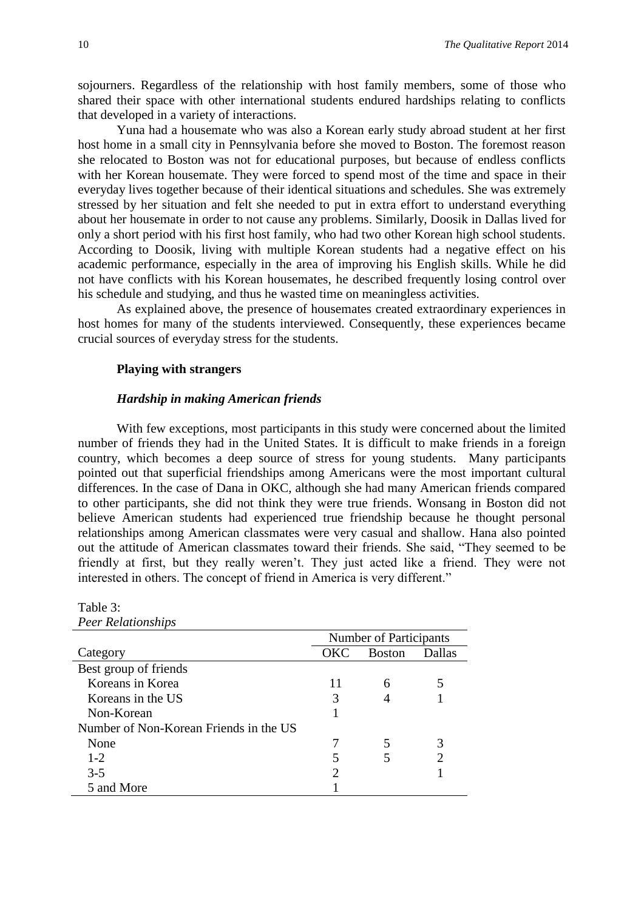sojourners. Regardless of the relationship with host family members, some of those who shared their space with other international students endured hardships relating to conflicts that developed in a variety of interactions.

Yuna had a housemate who was also a Korean early study abroad student at her first host home in a small city in Pennsylvania before she moved to Boston. The foremost reason she relocated to Boston was not for educational purposes, but because of endless conflicts with her Korean housemate. They were forced to spend most of the time and space in their everyday lives together because of their identical situations and schedules. She was extremely stressed by her situation and felt she needed to put in extra effort to understand everything about her housemate in order to not cause any problems. Similarly, Doosik in Dallas lived for only a short period with his first host family, who had two other Korean high school students. According to Doosik, living with multiple Korean students had a negative effect on his academic performance, especially in the area of improving his English skills. While he did not have conflicts with his Korean housemates, he described frequently losing control over his schedule and studying, and thus he wasted time on meaningless activities.

As explained above, the presence of housemates created extraordinary experiences in host homes for many of the students interviewed. Consequently, these experiences became crucial sources of everyday stress for the students.

**Playing with strangers**

***Hardship in making American friends***

With few exceptions, most participants in this study were concerned about the limited number of friends they had in the United States. It is difficult to make friends in a foreign country, which becomes a deep source of stress for young students. Many participants pointed out that superficial friendships among Americans were the most important cultural differences. In the case of Dana in OKC, although she had many American friends compared to other participants, she did not think they were true friends. Wonsang in Boston did not believe American students had experienced true friendship because he thought personal relationships among American classmates were very casual and shallow. Hana also pointed out the attitude of American classmates toward their friends. She said, "They seemed to be friendly at first, but they really weren't. They just acted like a friend. They were not interested in others. The concept of friend in America is very different."

Table 3:
*Peer Relationships*

| | Number of Participants | | |
|---|---|---|---|
| Category | OKC | Boston | Dallas |
| Best group of friends | | | |
| Koreans in Korea | 11 | 6 | 5 |
| Koreans in the US | 3 | 4 | 1 |
| Non-Korean | 1 | | |
| Number of Non-Korean Friends in the US | | | |
| None | 7 | 5 | 3 |
| 1-2 | 5 | 5 | 2 |
| 3-5 | 2 | | 1 |
| 5 and More | 1 | | |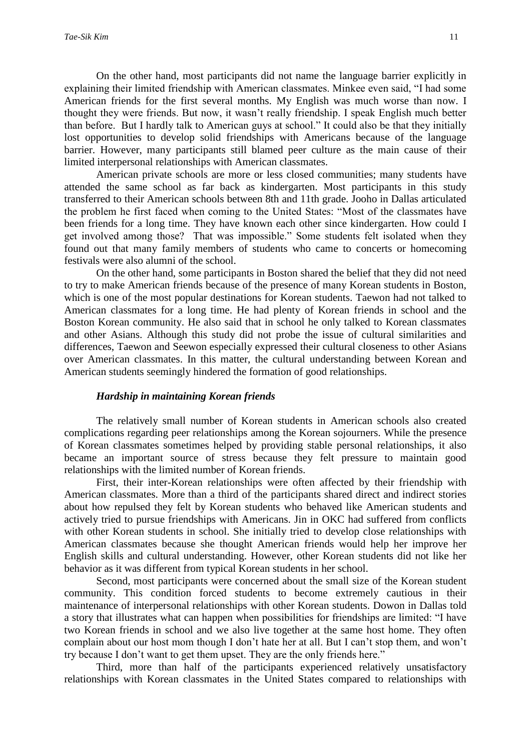On the other hand, most participants did not name the language barrier explicitly in explaining their limited friendship with American classmates. Minkee even said, "I had some American friends for the first several months. My English was much worse than now. I thought they were friends. But now, it wasn't really friendship. I speak English much better than before. But I hardly talk to American guys at school." It could also be that they initially lost opportunities to develop solid friendships with Americans because of the language barrier. However, many participants still blamed peer culture as the main cause of their limited interpersonal relationships with American classmates.

American private schools are more or less closed communities; many students have attended the same school as far back as kindergarten. Most participants in this study transferred to their American schools between 8th and 11th grade. Jooho in Dallas articulated the problem he first faced when coming to the United States: "Most of the classmates have been friends for a long time. They have known each other since kindergarten. How could I get involved among those? That was impossible." Some students felt isolated when they found out that many family members of students who came to concerts or homecoming festivals were also alumni of the school.

On the other hand, some participants in Boston shared the belief that they did not need to try to make American friends because of the presence of many Korean students in Boston, which is one of the most popular destinations for Korean students. Taewon had not talked to American classmates for a long time. He had plenty of Korean friends in school and the Boston Korean community. He also said that in school he only talked to Korean classmates and other Asians. Although this study did not probe the issue of cultural similarities and differences, Taewon and Seewon especially expressed their cultural closeness to other Asians over American classmates. In this matter, the cultural understanding between Korean and American students seemingly hindered the formation of good relationships.

### *Hardship in maintaining Korean friends*

The relatively small number of Korean students in American schools also created complications regarding peer relationships among the Korean sojourners. While the presence of Korean classmates sometimes helped by providing stable personal relationships, it also became an important source of stress because they felt pressure to maintain good relationships with the limited number of Korean friends.

First, their inter-Korean relationships were often affected by their friendship with American classmates. More than a third of the participants shared direct and indirect stories about how repulsed they felt by Korean students who behaved like American students and actively tried to pursue friendships with Americans. Jin in OKC had suffered from conflicts with other Korean students in school. She initially tried to develop close relationships with American classmates because she thought American friends would help her improve her English skills and cultural understanding. However, other Korean students did not like her behavior as it was different from typical Korean students in her school.

Second, most participants were concerned about the small size of the Korean student community. This condition forced students to become extremely cautious in their maintenance of interpersonal relationships with other Korean students. Dowon in Dallas told a story that illustrates what can happen when possibilities for friendships are limited: "I have two Korean friends in school and we also live together at the same host home. They often complain about our host mom though I don't hate her at all. But I can't stop them, and won't try because I don't want to get them upset. They are the only friends here."

Third, more than half of the participants experienced relatively unsatisfactory relationships with Korean classmates in the United States compared to relationships with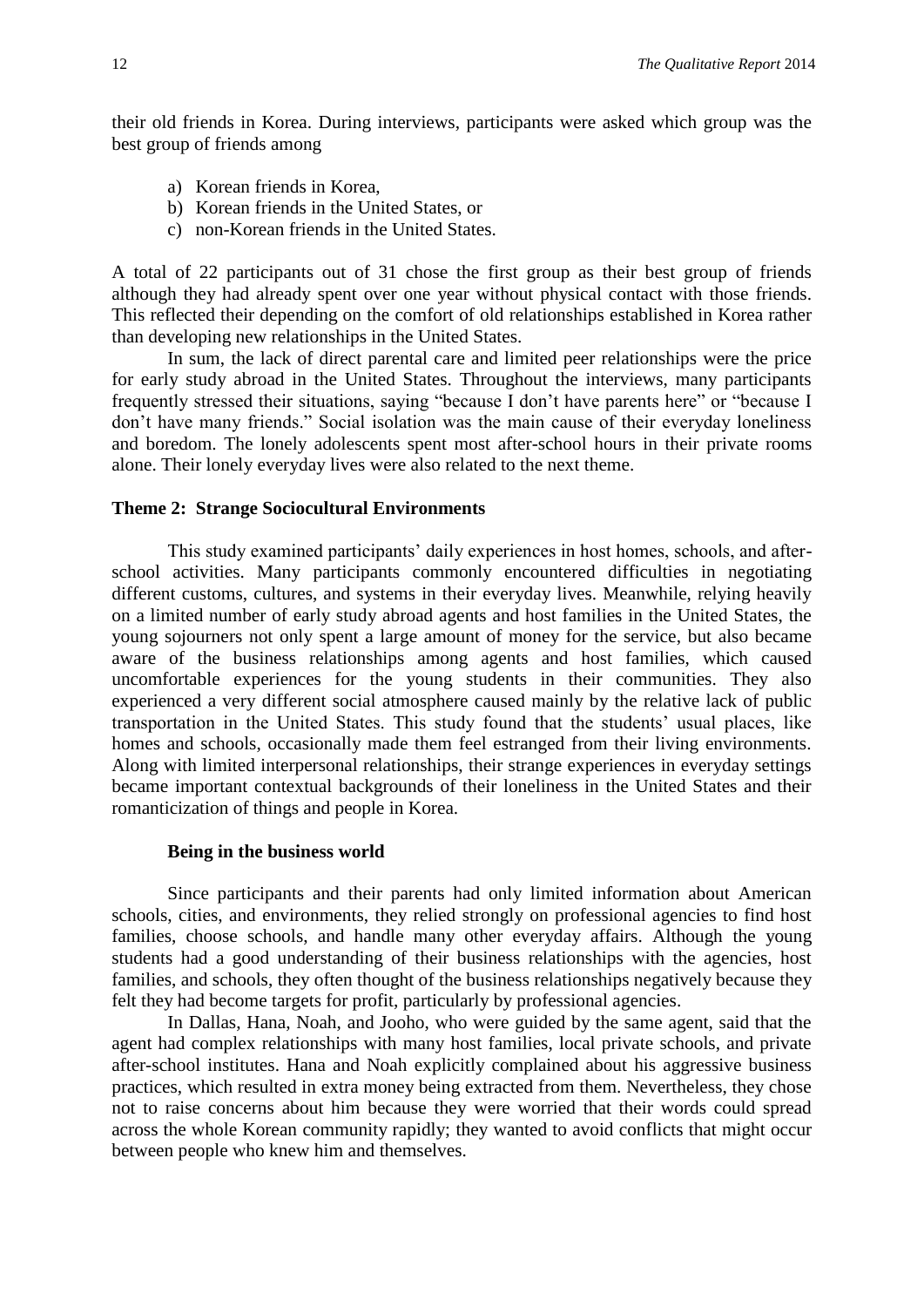their old friends in Korea. During interviews, participants were asked which group was the best group of friends among

a) Korean friends in Korea,
b) Korean friends in the United States, or
c) non-Korean friends in the United States.

A total of 22 participants out of 31 chose the first group as their best group of friends although they had already spent over one year without physical contact with those friends. This reflected their depending on the comfort of old relationships established in Korea rather than developing new relationships in the United States.

In sum, the lack of direct parental care and limited peer relationships were the price for early study abroad in the United States. Throughout the interviews, many participants frequently stressed their situations, saying "because I don't have parents here" or "because I don't have many friends." Social isolation was the main cause of their everyday loneliness and boredom. The lonely adolescents spent most after-school hours in their private rooms alone. Their lonely everyday lives were also related to the next theme.

### Theme 2: Strange Sociocultural Environments

This study examined participants' daily experiences in host homes, schools, and after-school activities. Many participants commonly encountered difficulties in negotiating different customs, cultures, and systems in their everyday lives. Meanwhile, relying heavily on a limited number of early study abroad agents and host families in the United States, the young sojourners not only spent a large amount of money for the service, but also became aware of the business relationships among agents and host families, which caused uncomfortable experiences for the young students in their communities. They also experienced a very different social atmosphere caused mainly by the relative lack of public transportation in the United States. This study found that the students' usual places, like homes and schools, occasionally made them feel estranged from their living environments. Along with limited interpersonal relationships, their strange experiences in everyday settings became important contextual backgrounds of their loneliness in the United States and their romanticization of things and people in Korea.

#### Being in the business world

Since participants and their parents had only limited information about American schools, cities, and environments, they relied strongly on professional agencies to find host families, choose schools, and handle many other everyday affairs. Although the young students had a good understanding of their business relationships with the agencies, host families, and schools, they often thought of the business relationships negatively because they felt they had become targets for profit, particularly by professional agencies.

In Dallas, Hana, Noah, and Jooho, who were guided by the same agent, said that the agent had complex relationships with many host families, local private schools, and private after-school institutes. Hana and Noah explicitly complained about his aggressive business practices, which resulted in extra money being extracted from them. Nevertheless, they chose not to raise concerns about him because they were worried that their words could spread across the whole Korean community rapidly; they wanted to avoid conflicts that might occur between people who knew him and themselves.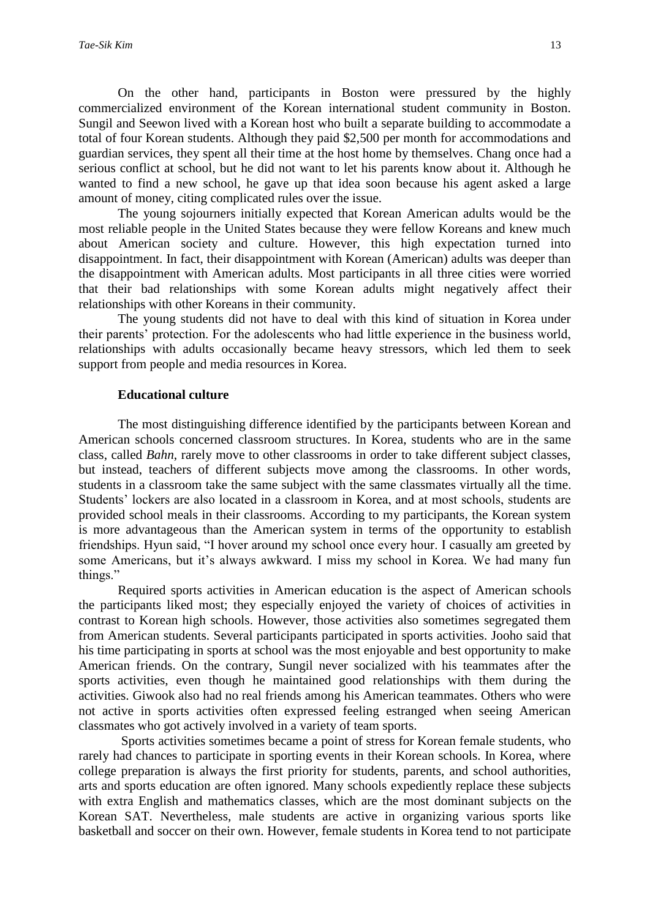On the other hand, participants in Boston were pressured by the highly commercialized environment of the Korean international student community in Boston. Sungil and Seewon lived with a Korean host who built a separate building to accommodate a total of four Korean students. Although they paid $2,500 per month for accommodations and guardian services, they spent all their time at the host home by themselves. Chang once had a serious conflict at school, but he did not want to let his parents know about it. Although he wanted to find a new school, he gave up that idea soon because his agent asked a large amount of money, citing complicated rules over the issue.

The young sojourners initially expected that Korean American adults would be the most reliable people in the United States because they were fellow Koreans and knew much about American society and culture. However, this high expectation turned into disappointment. In fact, their disappointment with Korean (American) adults was deeper than the disappointment with American adults. Most participants in all three cities were worried that their bad relationships with some Korean adults might negatively affect their relationships with other Koreans in their community.

The young students did not have to deal with this kind of situation in Korea under their parents' protection. For the adolescents who had little experience in the business world, relationships with adults occasionally became heavy stressors, which led them to seek support from people and media resources in Korea.

### Educational culture

The most distinguishing difference identified by the participants between Korean and American schools concerned classroom structures. In Korea, students who are in the same class, called *Bahn*, rarely move to other classrooms in order to take different subject classes, but instead, teachers of different subjects move among the classrooms. In other words, students in a classroom take the same subject with the same classmates virtually all the time. Students' lockers are also located in a classroom in Korea, and at most schools, students are provided school meals in their classrooms. According to my participants, the Korean system is more advantageous than the American system in terms of the opportunity to establish friendships. Hyun said, "I hover around my school once every hour. I casually am greeted by some Americans, but it's always awkward. I miss my school in Korea. We had many fun things."

Required sports activities in American education is the aspect of American schools the participants liked most; they especially enjoyed the variety of choices of activities in contrast to Korean high schools. However, those activities also sometimes segregated them from American students. Several participants participated in sports activities. Jooho said that his time participating in sports at school was the most enjoyable and best opportunity to make American friends. On the contrary, Sungil never socialized with his teammates after the sports activities, even though he maintained good relationships with them during the activities. Giwook also had no real friends among his American teammates. Others who were not active in sports activities often expressed feeling estranged when seeing American classmates who got actively involved in a variety of team sports.

Sports activities sometimes became a point of stress for Korean female students, who rarely had chances to participate in sporting events in their Korean schools. In Korea, where college preparation is always the first priority for students, parents, and school authorities, arts and sports education are often ignored. Many schools expediently replace these subjects with extra English and mathematics classes, which are the most dominant subjects on the Korean SAT. Nevertheless, male students are active in organizing various sports like basketball and soccer on their own. However, female students in Korea tend to not participate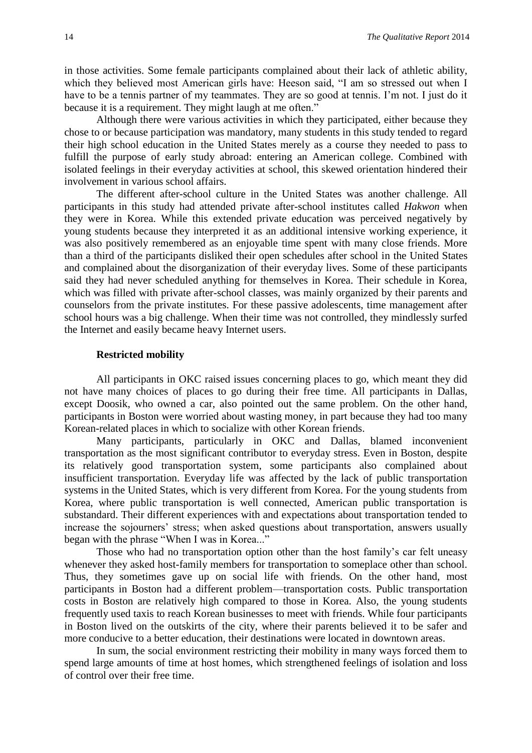in those activities. Some female participants complained about their lack of athletic ability, which they believed most American girls have: Heeson said, "I am so stressed out when I have to be a tennis partner of my teammates. They are so good at tennis. I'm not. I just do it because it is a requirement. They might laugh at me often."

Although there were various activities in which they participated, either because they chose to or because participation was mandatory, many students in this study tended to regard their high school education in the United States merely as a course they needed to pass to fulfill the purpose of early study abroad: entering an American college. Combined with isolated feelings in their everyday activities at school, this skewed orientation hindered their involvement in various school affairs.

The different after-school culture in the United States was another challenge. All participants in this study had attended private after-school institutes called *Hakwon* when they were in Korea. While this extended private education was perceived negatively by young students because they interpreted it as an additional intensive working experience, it was also positively remembered as an enjoyable time spent with many close friends. More than a third of the participants disliked their open schedules after school in the United States and complained about the disorganization of their everyday lives. Some of these participants said they had never scheduled anything for themselves in Korea. Their schedule in Korea, which was filled with private after-school classes, was mainly organized by their parents and counselors from the private institutes. For these passive adolescents, time management after school hours was a big challenge. When their time was not controlled, they mindlessly surfed the Internet and easily became heavy Internet users.

**Restricted mobility**

All participants in OKC raised issues concerning places to go, which meant they did not have many choices of places to go during their free time. All participants in Dallas, except Doosik, who owned a car, also pointed out the same problem. On the other hand, participants in Boston were worried about wasting money, in part because they had too many Korean-related places in which to socialize with other Korean friends.

Many participants, particularly in OKC and Dallas, blamed inconvenient transportation as the most significant contributor to everyday stress. Even in Boston, despite its relatively good transportation system, some participants also complained about insufficient transportation. Everyday life was affected by the lack of public transportation systems in the United States, which is very different from Korea. For the young students from Korea, where public transportation is well connected, American public transportation is substandard. Their different experiences with and expectations about transportation tended to increase the sojourners' stress; when asked questions about transportation, answers usually began with the phrase "When I was in Korea..."

Those who had no transportation option other than the host family's car felt uneasy whenever they asked host-family members for transportation to someplace other than school. Thus, they sometimes gave up on social life with friends. On the other hand, most participants in Boston had a different problem—transportation costs. Public transportation costs in Boston are relatively high compared to those in Korea. Also, the young students frequently used taxis to reach Korean businesses to meet with friends. While four participants in Boston lived on the outskirts of the city, where their parents believed it to be safer and more conducive to a better education, their destinations were located in downtown areas.

In sum, the social environment restricting their mobility in many ways forced them to spend large amounts of time at host homes, which strengthened feelings of isolation and loss of control over their free time.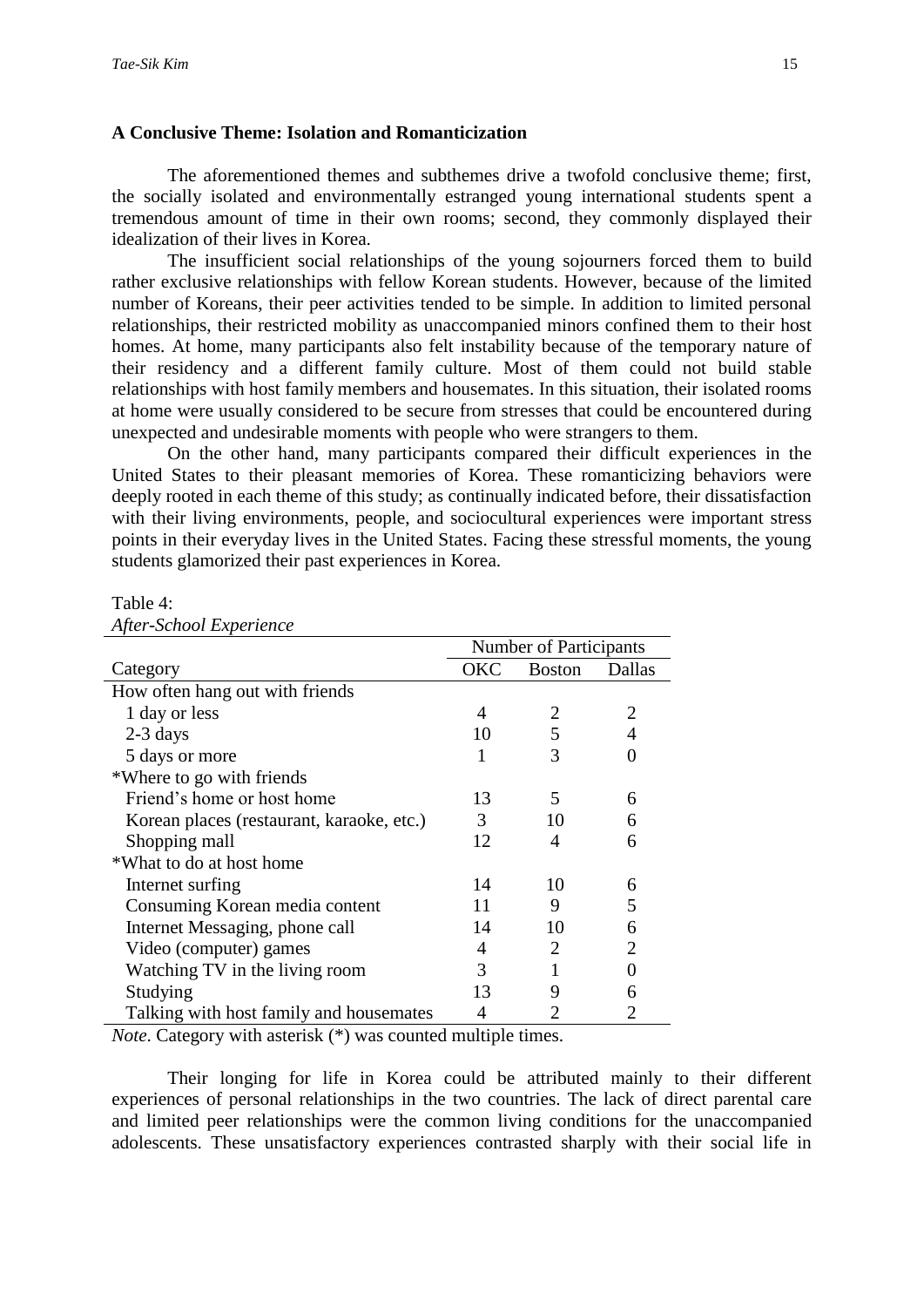### A Conclusive Theme: Isolation and Romanticization

The aforementioned themes and subthemes drive a twofold conclusive theme; first, the socially isolated and environmentally estranged young international students spent a tremendous amount of time in their own rooms; second, they commonly displayed their idealization of their lives in Korea.

The insufficient social relationships of the young sojourners forced them to build rather exclusive relationships with fellow Korean students. However, because of the limited number of Koreans, their peer activities tended to be simple. In addition to limited personal relationships, their restricted mobility as unaccompanied minors confined them to their host homes. At home, many participants also felt instability because of the temporary nature of their residency and a different family culture. Most of them could not build stable relationships with host family members and housemates. In this situation, their isolated rooms at home were usually considered to be secure from stresses that could be encountered during unexpected and undesirable moments with people who were strangers to them.

On the other hand, many participants compared their difficult experiences in the United States to their pleasant memories of Korea. These romanticizing behaviors were deeply rooted in each theme of this study; as continually indicated before, their dissatisfaction with their living environments, people, and sociocultural experiences were important stress points in their everyday lives in the United States. Facing these stressful moments, the young students glamorized their past experiences in Korea.

Table 4:
*After-School Experience*

| | Number of Participants | | |
|---|---|---|---|
| Category | OKC | Boston | Dallas |
| How often hang out with friends | | | |
| 1 day or less | 4 | 2 | 2 |
| 2-3 days | 10 | 5 | 4 |
| 5 days or more | 1 | 3 | 0 |
| *Where to go with friends | | | |
| Friend's home or host home | 13 | 5 | 6 |
| Korean places (restaurant, karaoke, etc.) | 3 | 10 | 6 |
| Shopping mall | 12 | 4 | 6 |
| *What to do at host home | | | |
| Internet surfing | 14 | 10 | 6 |
| Consuming Korean media content | 11 | 9 | 5 |
| Internet Messaging, phone call | 14 | 10 | 6 |
| Video (computer) games | 4 | 2 | 2 |
| Watching TV in the living room | 3 | 1 | 0 |
| Studying | 13 | 9 | 6 |
| Talking with host family and housemates | 4 | 2 | 2 |

*Note*. Category with asterisk (*) was counted multiple times.

Their longing for life in Korea could be attributed mainly to their different experiences of personal relationships in the two countries. The lack of direct parental care and limited peer relationships were the common living conditions for the unaccompanied adolescents. These unsatisfactory experiences contrasted sharply with their social life in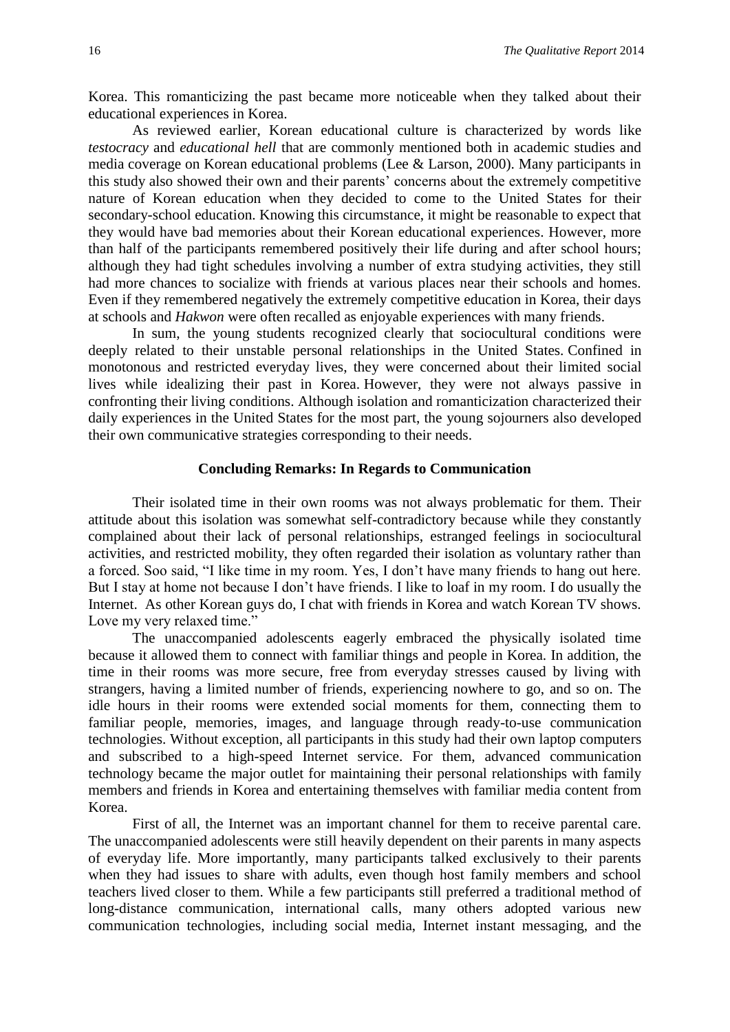Korea. This romanticizing the past became more noticeable when they talked about their educational experiences in Korea.

As reviewed earlier, Korean educational culture is characterized by words like *testocracy* and *educational hell* that are commonly mentioned both in academic studies and media coverage on Korean educational problems (Lee & Larson, 2000). Many participants in this study also showed their own and their parents' concerns about the extremely competitive nature of Korean education when they decided to come to the United States for their secondary-school education. Knowing this circumstance, it might be reasonable to expect that they would have bad memories about their Korean educational experiences. However, more than half of the participants remembered positively their life during and after school hours; although they had tight schedules involving a number of extra studying activities, they still had more chances to socialize with friends at various places near their schools and homes. Even if they remembered negatively the extremely competitive education in Korea, their days at schools and *Hakwon* were often recalled as enjoyable experiences with many friends.

In sum, the young students recognized clearly that sociocultural conditions were deeply related to their unstable personal relationships in the United States. Confined in monotonous and restricted everyday lives, they were concerned about their limited social lives while idealizing their past in Korea. However, they were not always passive in confronting their living conditions. Although isolation and romanticization characterized their daily experiences in the United States for the most part, the young sojourners also developed their own communicative strategies corresponding to their needs.

## Concluding Remarks: In Regards to Communication

Their isolated time in their own rooms was not always problematic for them. Their attitude about this isolation was somewhat self-contradictory because while they constantly complained about their lack of personal relationships, estranged feelings in sociocultural activities, and restricted mobility, they often regarded their isolation as voluntary rather than a forced. Soo said, "I like time in my room. Yes, I don't have many friends to hang out here. But I stay at home not because I don't have friends. I like to loaf in my room. I do usually the Internet. As other Korean guys do, I chat with friends in Korea and watch Korean TV shows. Love my very relaxed time."

The unaccompanied adolescents eagerly embraced the physically isolated time because it allowed them to connect with familiar things and people in Korea. In addition, the time in their rooms was more secure, free from everyday stresses caused by living with strangers, having a limited number of friends, experiencing nowhere to go, and so on. The idle hours in their rooms were extended social moments for them, connecting them to familiar people, memories, images, and language through ready-to-use communication technologies. Without exception, all participants in this study had their own laptop computers and subscribed to a high-speed Internet service. For them, advanced communication technology became the major outlet for maintaining their personal relationships with family members and friends in Korea and entertaining themselves with familiar media content from Korea.

First of all, the Internet was an important channel for them to receive parental care. The unaccompanied adolescents were still heavily dependent on their parents in many aspects of everyday life. More importantly, many participants talked exclusively to their parents when they had issues to share with adults, even though host family members and school teachers lived closer to them. While a few participants still preferred a traditional method of long-distance communication, international calls, many others adopted various new communication technologies, including social media, Internet instant messaging, and the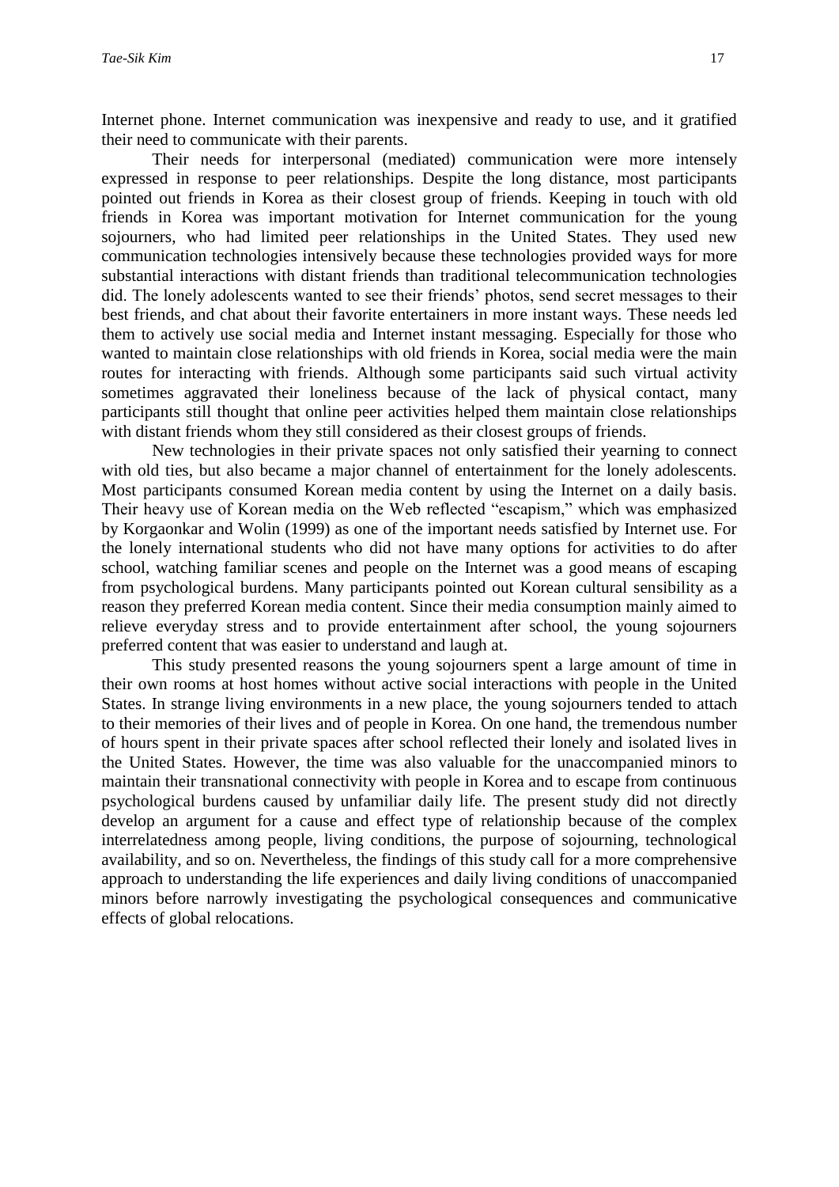Internet phone. Internet communication was inexpensive and ready to use, and it gratified their need to communicate with their parents.

Their needs for interpersonal (mediated) communication were more intensely expressed in response to peer relationships. Despite the long distance, most participants pointed out friends in Korea as their closest group of friends. Keeping in touch with old friends in Korea was important motivation for Internet communication for the young sojourners, who had limited peer relationships in the United States. They used new communication technologies intensively because these technologies provided ways for more substantial interactions with distant friends than traditional telecommunication technologies did. The lonely adolescents wanted to see their friends' photos, send secret messages to their best friends, and chat about their favorite entertainers in more instant ways. These needs led them to actively use social media and Internet instant messaging. Especially for those who wanted to maintain close relationships with old friends in Korea, social media were the main routes for interacting with friends. Although some participants said such virtual activity sometimes aggravated their loneliness because of the lack of physical contact, many participants still thought that online peer activities helped them maintain close relationships with distant friends whom they still considered as their closest groups of friends.

New technologies in their private spaces not only satisfied their yearning to connect with old ties, but also became a major channel of entertainment for the lonely adolescents. Most participants consumed Korean media content by using the Internet on a daily basis. Their heavy use of Korean media on the Web reflected "escapism," which was emphasized by Korgaonkar and Wolin (1999) as one of the important needs satisfied by Internet use. For the lonely international students who did not have many options for activities to do after school, watching familiar scenes and people on the Internet was a good means of escaping from psychological burdens. Many participants pointed out Korean cultural sensibility as a reason they preferred Korean media content. Since their media consumption mainly aimed to relieve everyday stress and to provide entertainment after school, the young sojourners preferred content that was easier to understand and laugh at.

This study presented reasons the young sojourners spent a large amount of time in their own rooms at host homes without active social interactions with people in the United States. In strange living environments in a new place, the young sojourners tended to attach to their memories of their lives and of people in Korea. On one hand, the tremendous number of hours spent in their private spaces after school reflected their lonely and isolated lives in the United States. However, the time was also valuable for the unaccompanied minors to maintain their transnational connectivity with people in Korea and to escape from continuous psychological burdens caused by unfamiliar daily life. The present study did not directly develop an argument for a cause and effect type of relationship because of the complex interrelatedness among people, living conditions, the purpose of sojourning, technological availability, and so on. Nevertheless, the findings of this study call for a more comprehensive approach to understanding the life experiences and daily living conditions of unaccompanied minors before narrowly investigating the psychological consequences and communicative effects of global relocations.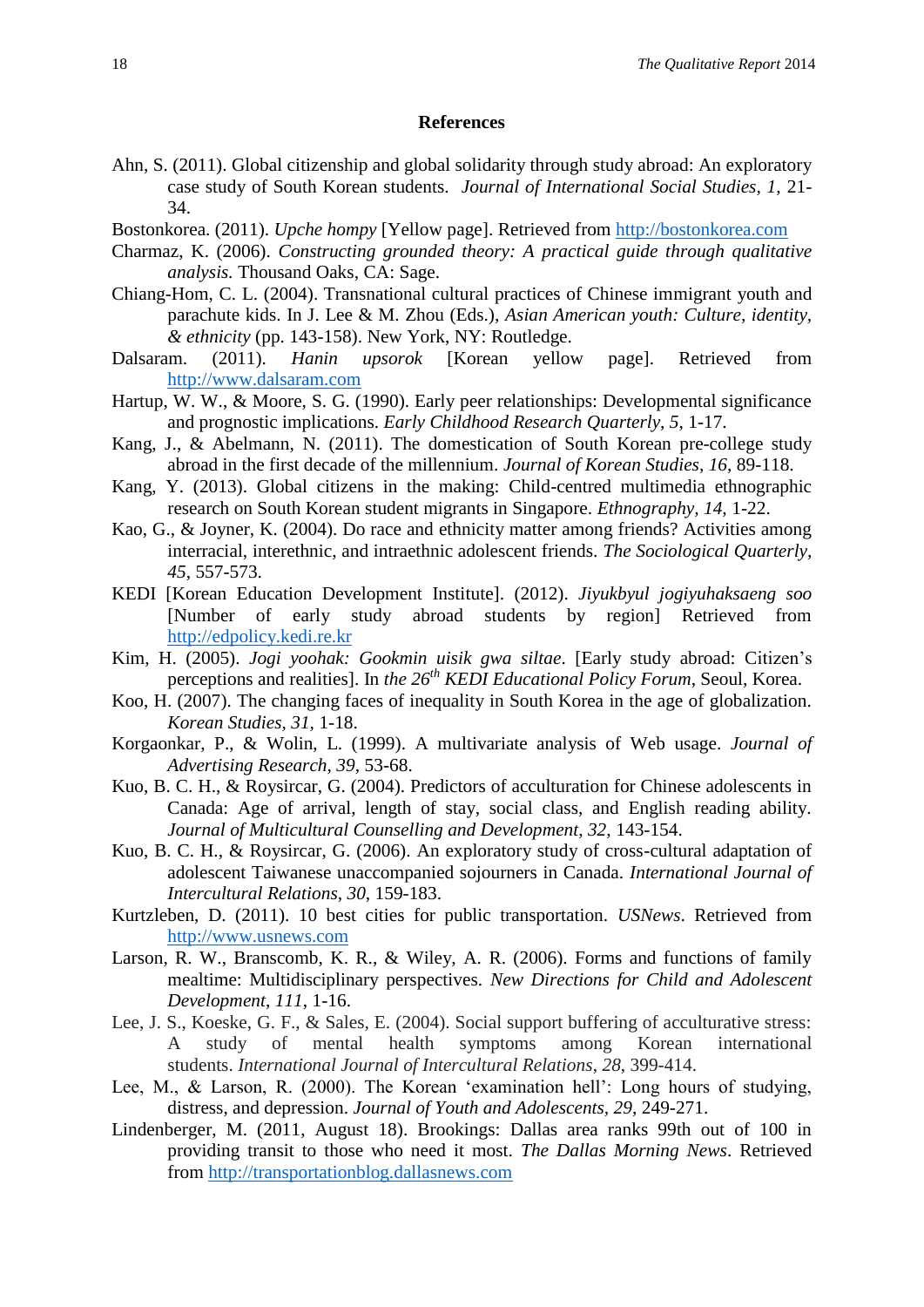## References

Ahn, S. (2011). Global citizenship and global solidarity through study abroad: An exploratory case study of South Korean students. *Journal of International Social Studies*, *1*, 21-34.

Bostonkorea. (2011). *Upche hompy* [Yellow page]. Retrieved from http://bostonkorea.com

Charmaz, K. (2006). *Constructing grounded theory: A practical guide through qualitative analysis.* Thousand Oaks, CA: Sage.

Chiang-Hom, C. L. (2004). Transnational cultural practices of Chinese immigrant youth and parachute kids. In J. Lee & M. Zhou (Eds.), *Asian American youth: Culture, identity, & ethnicity* (pp. 143-158). New York, NY: Routledge.

Dalsaram. (2011). *Hanin upsorok* [Korean yellow page]. Retrieved from http://www.dalsaram.com

Hartup, W. W., & Moore, S. G. (1990). Early peer relationships: Developmental significance and prognostic implications. *Early Childhood Research Quarterly, 5*, 1-17.

Kang, J., & Abelmann, N. (2011). The domestication of South Korean pre-college study abroad in the first decade of the millennium. *Journal of Korean Studies, 16*, 89-118.

Kang, Y. (2013). Global citizens in the making: Child-centred multimedia ethnographic research on South Korean student migrants in Singapore. *Ethnography, 14,* 1-22.

Kao, G., & Joyner, K. (2004). Do race and ethnicity matter among friends? Activities among interracial, interethnic, and intraethnic adolescent friends. *The Sociological Quarterly, 45*, 557-573.

KEDI [Korean Education Development Institute]. (2012). *Jiyukbyul jogiyuhaksaeng soo* [Number of early study abroad students by region] Retrieved from http://edpolicy.kedi.re.kr

Kim, H. (2005). *Jogi yoohak: Gookmin uisik gwa siltae*. [Early study abroad: Citizen's perceptions and realities]. In *the 26th KEDI Educational Policy Forum*, Seoul, Korea.

Koo, H. (2007). The changing faces of inequality in South Korea in the age of globalization. *Korean Studies, 31*, 1-18.

Korgaonkar, P., & Wolin, L. (1999). A multivariate analysis of Web usage. *Journal of Advertising Research, 39,* 53-68.

Kuo, B. C. H., & Roysircar, G. (2004). Predictors of acculturation for Chinese adolescents in Canada: Age of arrival, length of stay, social class, and English reading ability. *Journal of Multicultural Counselling and Development, 32*, 143-154.

Kuo, B. C. H., & Roysircar, G. (2006). An exploratory study of cross-cultural adaptation of adolescent Taiwanese unaccompanied sojourners in Canada. *International Journal of Intercultural Relations, 30*, 159-183.

Kurtzleben, D. (2011). 10 best cities for public transportation. *USNews*. Retrieved from http://www.usnews.com

Larson, R. W., Branscomb, K. R., & Wiley, A. R. (2006). Forms and functions of family mealtime: Multidisciplinary perspectives. *New Directions for Child and Adolescent Development*, *111*, 1-16.

Lee, J. S., Koeske, G. F., & Sales, E. (2004). Social support buffering of acculturative stress: A study of mental health symptoms among Korean international students. *International Journal of Intercultural Relations, 28*, 399-414.

Lee, M., & Larson, R. (2000). The Korean 'examination hell': Long hours of studying, distress, and depression. *Journal of Youth and Adolescents, 29*, 249-271.

Lindenberger, M. (2011, August 18). Brookings: Dallas area ranks 99th out of 100 in providing transit to those who need it most. *The Dallas Morning News*. Retrieved from http://transportationblog.dallasnews.com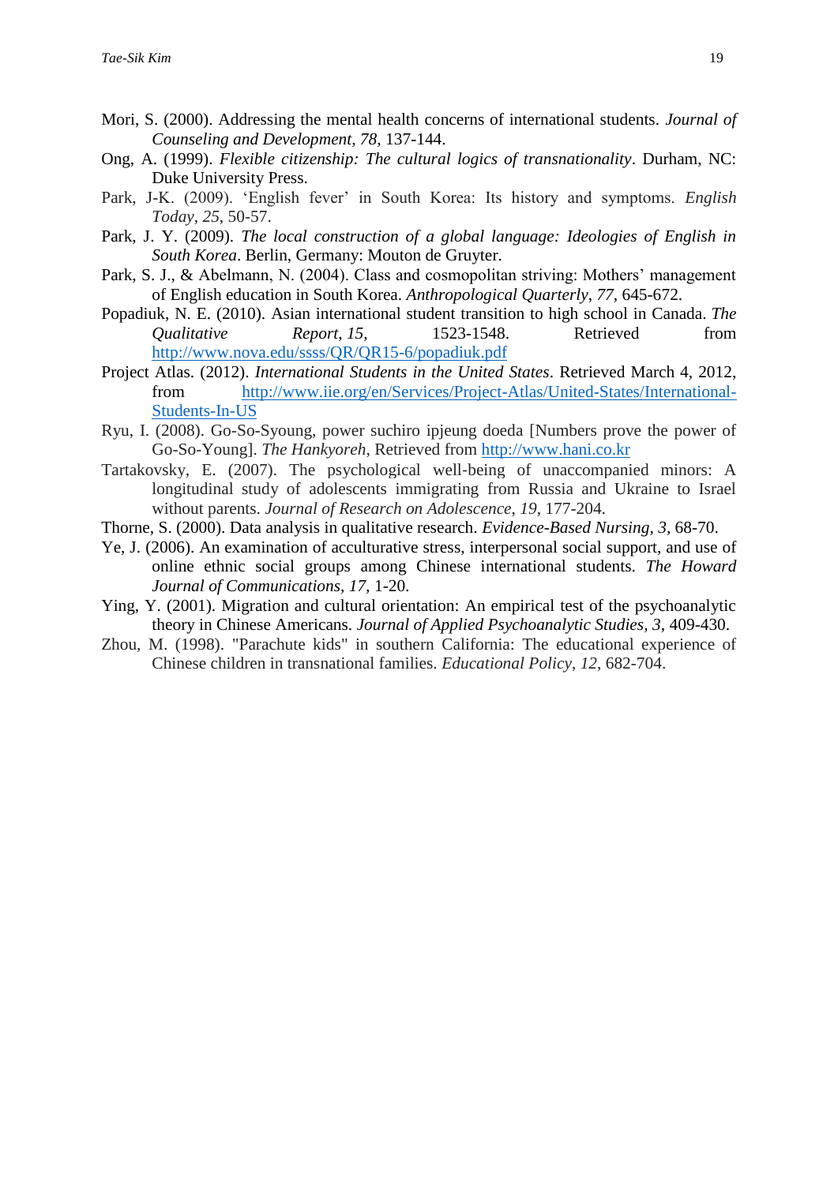Mori, S. (2000). Addressing the mental health concerns of international students. *Journal of Counseling and Development, 78,* 137-144.

Ong, A. (1999). *Flexible citizenship: The cultural logics of transnationality*. Durham, NC: Duke University Press.

Park, J-K. (2009). 'English fever' in South Korea: Its history and symptoms. *English Today*, *25*, 50-57.

Park, J. Y. (2009). *The local construction of a global language: Ideologies of English in South Korea*. Berlin, Germany: Mouton de Gruyter.

Park, S. J., & Abelmann, N. (2004). Class and cosmopolitan striving: Mothers' management of English education in South Korea. *Anthropological Quarterly*, *77*, 645-672.

Popadiuk, N. E. (2010). Asian international student transition to high school in Canada. *The Qualitative Report*, *15*, 1523-1548. Retrieved from http://www.nova.edu/ssss/QR/QR15-6/popadiuk.pdf

Project Atlas. (2012). *International Students in the United States*. Retrieved March 4, 2012, from http://www.iie.org/en/Services/Project-Atlas/United-States/International-Students-In-US

Ryu, I. (2008). Go-So-Syoung, power suchiro ipjeung doeda [Numbers prove the power of Go-So-Young]. *The Hankyoreh*, Retrieved from http://www.hani.co.kr

Tartakovsky, E. (2007). The psychological well-being of unaccompanied minors: A longitudinal study of adolescents immigrating from Russia and Ukraine to Israel without parents. *Journal of Research on Adolescence*, *19*, 177-204.

Thorne, S. (2000). Data analysis in qualitative research. *Evidence-Based Nursing, 3,* 68-70.

Ye, J. (2006). An examination of acculturative stress, interpersonal social support, and use of online ethnic social groups among Chinese international students. *The Howard Journal of Communications, 17,* 1-20.

Ying, Y. (2001). Migration and cultural orientation: An empirical test of the psychoanalytic theory in Chinese Americans. *Journal of Applied Psychoanalytic Studies, 3*, 409-430.

Zhou, M. (1998). "Parachute kids" in southern California: The educational experience of Chinese children in transnational families. *Educational Policy*, *12*, 682-704.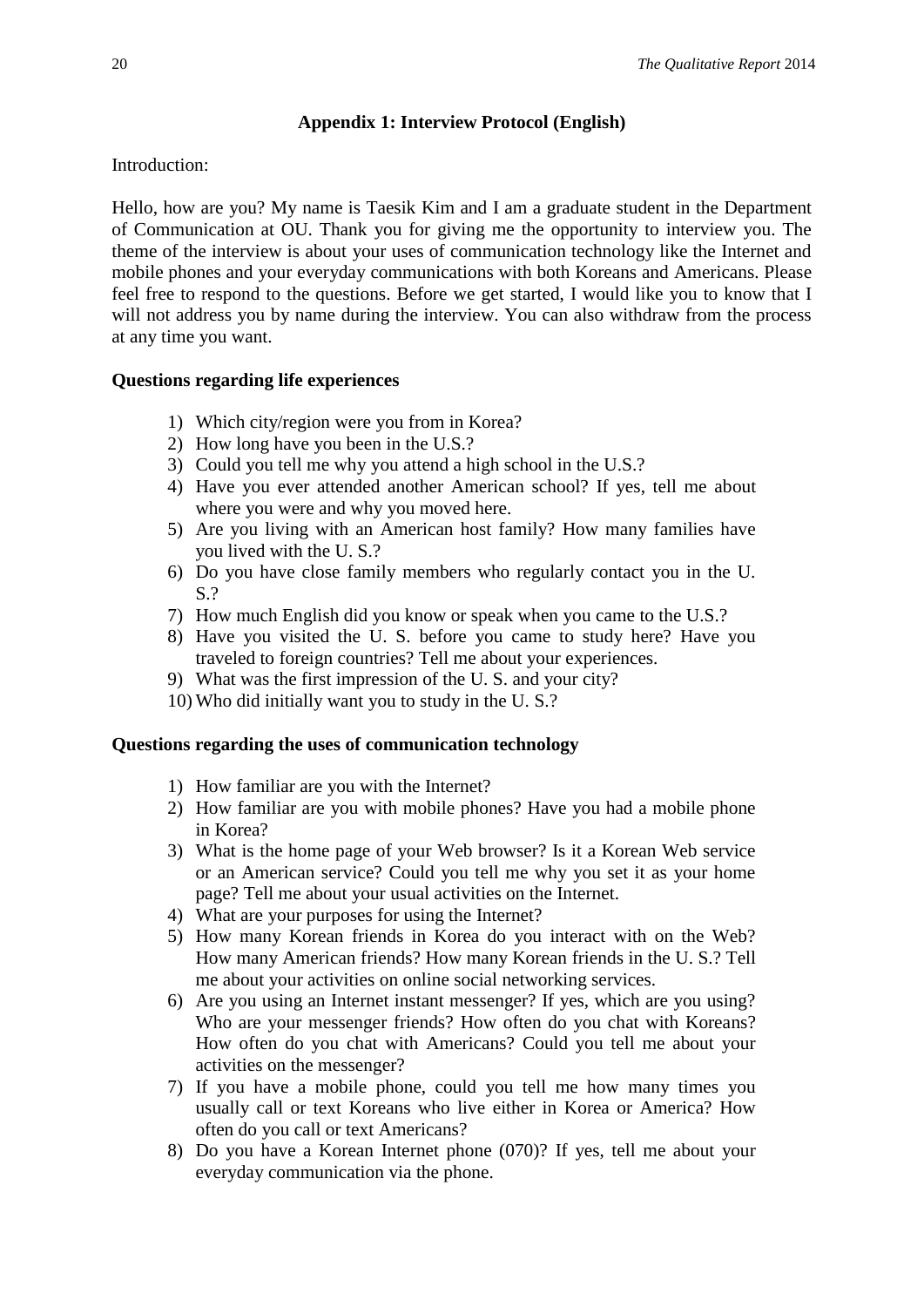## Appendix 1: Interview Protocol (English)

Introduction:

Hello, how are you? My name is Taesik Kim and I am a graduate student in the Department of Communication at OU. Thank you for giving me the opportunity to interview you. The theme of the interview is about your uses of communication technology like the Internet and mobile phones and your everyday communications with both Koreans and Americans. Please feel free to respond to the questions. Before we get started, I would like you to know that I will not address you by name during the interview. You can also withdraw from the process at any time you want.

**Questions regarding life experiences**

1) Which city/region were you from in Korea?
2) How long have you been in the U.S.?
3) Could you tell me why you attend a high school in the U.S.?
4) Have you ever attended another American school? If yes, tell me about where you were and why you moved here.
5) Are you living with an American host family? How many families have you lived with the U. S.?
6) Do you have close family members who regularly contact you in the U. S.?
7) How much English did you know or speak when you came to the U.S.?
8) Have you visited the U. S. before you came to study here? Have you traveled to foreign countries? Tell me about your experiences.
9) What was the first impression of the U. S. and your city?
10) Who did initially want you to study in the U. S.?

**Questions regarding the uses of communication technology**

1) How familiar are you with the Internet?
2) How familiar are you with mobile phones? Have you had a mobile phone in Korea?
3) What is the home page of your Web browser? Is it a Korean Web service or an American service? Could you tell me why you set it as your home page? Tell me about your usual activities on the Internet.
4) What are your purposes for using the Internet?
5) How many Korean friends in Korea do you interact with on the Web? How many American friends? How many Korean friends in the U. S.? Tell me about your activities on online social networking services.
6) Are you using an Internet instant messenger? If yes, which are you using? Who are your messenger friends? How often do you chat with Koreans? How often do you chat with Americans? Could you tell me about your activities on the messenger?
7) If you have a mobile phone, could you tell me how many times you usually call or text Koreans who live either in Korea or America? How often do you call or text Americans?
8) Do you have a Korean Internet phone (070)? If yes, tell me about your everyday communication via the phone.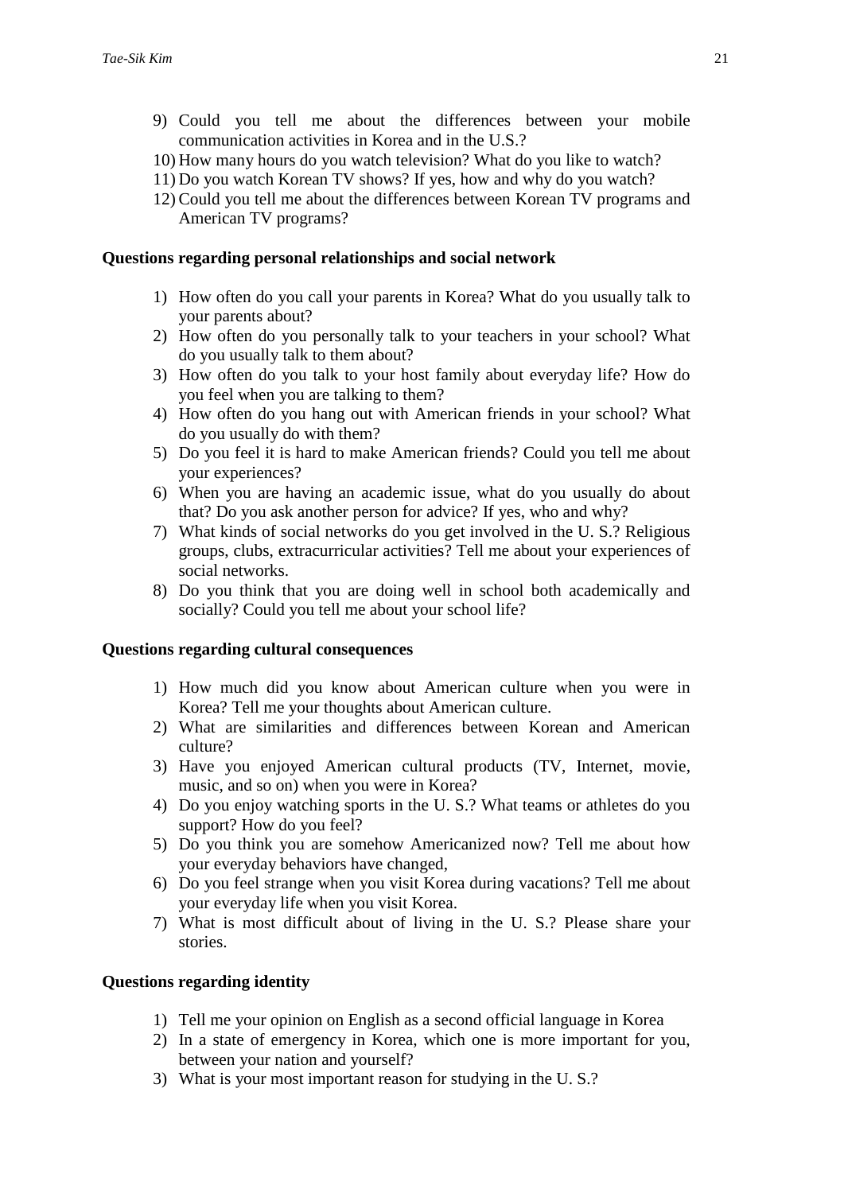9) Could you tell me about the differences between your mobile communication activities in Korea and in the U.S.?
10) How many hours do you watch television? What do you like to watch?
11) Do you watch Korean TV shows? If yes, how and why do you watch?
12) Could you tell me about the differences between Korean TV programs and American TV programs?

**Questions regarding personal relationships and social network**

1) How often do you call your parents in Korea? What do you usually talk to your parents about?
2) How often do you personally talk to your teachers in your school? What do you usually talk to them about?
3) How often do you talk to your host family about everyday life? How do you feel when you are talking to them?
4) How often do you hang out with American friends in your school? What do you usually do with them?
5) Do you feel it is hard to make American friends? Could you tell me about your experiences?
6) When you are having an academic issue, what do you usually do about that? Do you ask another person for advice? If yes, who and why?
7) What kinds of social networks do you get involved in the U. S.? Religious groups, clubs, extracurricular activities? Tell me about your experiences of social networks.
8) Do you think that you are doing well in school both academically and socially? Could you tell me about your school life?

**Questions regarding cultural consequences**

1) How much did you know about American culture when you were in Korea? Tell me your thoughts about American culture.
2) What are similarities and differences between Korean and American culture?
3) Have you enjoyed American cultural products (TV, Internet, movie, music, and so on) when you were in Korea?
4) Do you enjoy watching sports in the U. S.? What teams or athletes do you support? How do you feel?
5) Do you think you are somehow Americanized now? Tell me about how your everyday behaviors have changed,
6) Do you feel strange when you visit Korea during vacations? Tell me about your everyday life when you visit Korea.
7) What is most difficult about of living in the U. S.? Please share your stories.

**Questions regarding identity**

1) Tell me your opinion on English as a second official language in Korea
2) In a state of emergency in Korea, which one is more important for you, between your nation and yourself?
3) What is your most important reason for studying in the U. S.?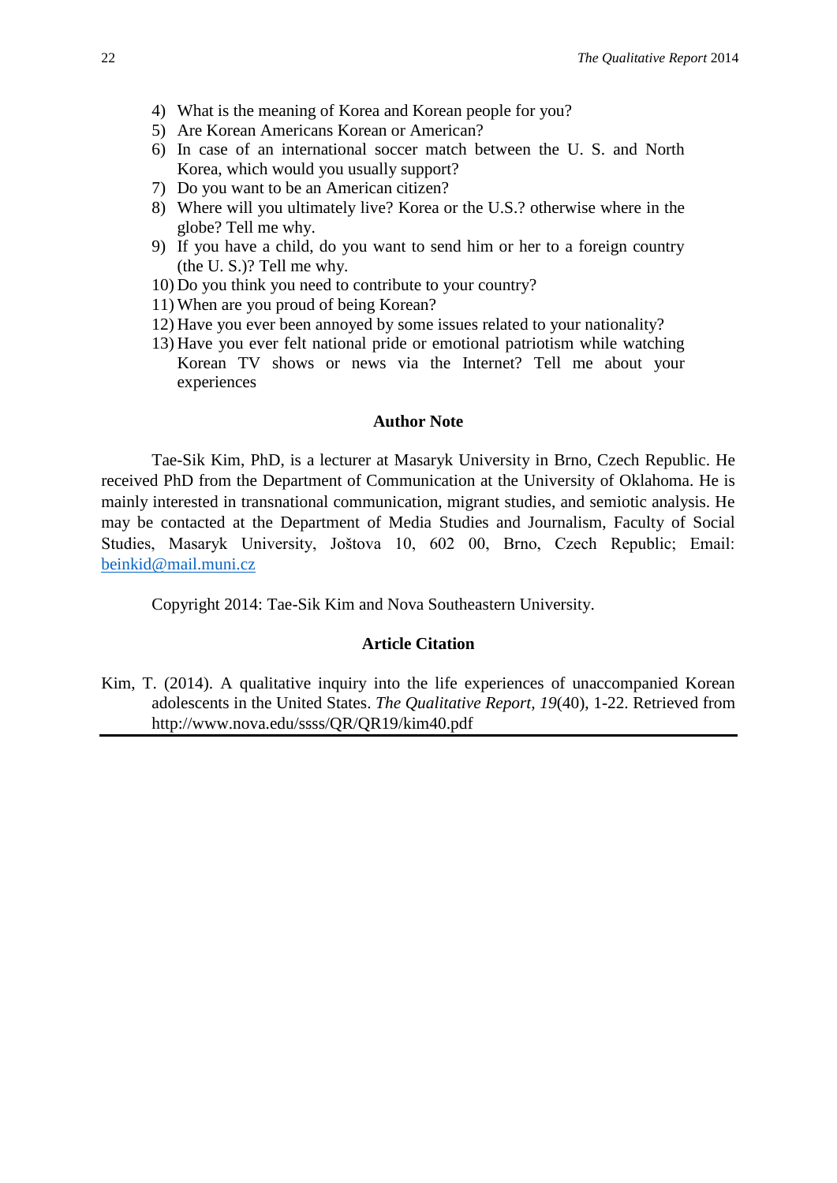4) What is the meaning of Korea and Korean people for you?
5) Are Korean Americans Korean or American?
6) In case of an international soccer match between the U. S. and North Korea, which would you usually support?
7) Do you want to be an American citizen?
8) Where will you ultimately live? Korea or the U.S.? otherwise where in the globe? Tell me why.
9) If you have a child, do you want to send him or her to a foreign country (the U. S.)? Tell me why.
10) Do you think you need to contribute to your country?
11) When are you proud of being Korean?
12) Have you ever been annoyed by some issues related to your nationality?
13) Have you ever felt national pride or emotional patriotism while watching Korean TV shows or news via the Internet? Tell me about your experiences

## Author Note

Tae-Sik Kim, PhD, is a lecturer at Masaryk University in Brno, Czech Republic. He received PhD from the Department of Communication at the University of Oklahoma. He is mainly interested in transnational communication, migrant studies, and semiotic analysis. He may be contacted at the Department of Media Studies and Journalism, Faculty of Social Studies, Masaryk University, Joštova 10, 602 00, Brno, Czech Republic; Email: beinkid@mail.muni.cz

Copyright 2014: Tae-Sik Kim and Nova Southeastern University.

## Article Citation

Kim, T. (2014). A qualitative inquiry into the life experiences of unaccompanied Korean adolescents in the United States. *The Qualitative Report, 19*(40), 1-22. Retrieved from http://www.nova.edu/ssss/QR/QR19/kim40.pdf